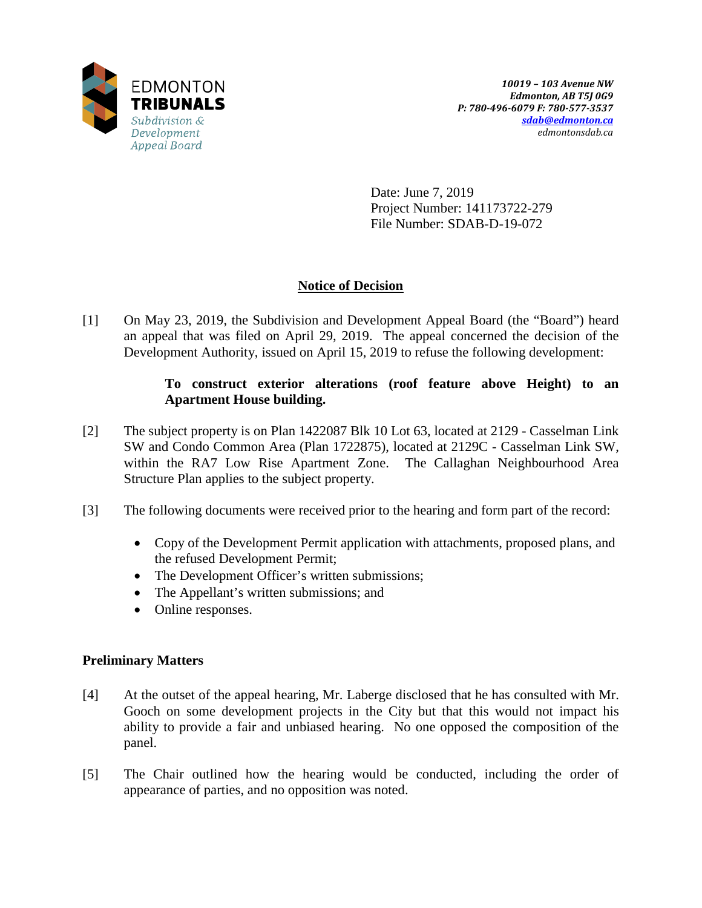EDMONTON **TRIBUNALS**
*Subdivision & Development Appeal Board*

***10019 – 103 Avenue NW***
***Edmonton, AB T5J 0G9***
***P: 780-496-6079 F: 780-577-3537***
***sdab@edmonton.ca***
*edmontonsdab.ca*

Date: June 7, 2019
Project Number: 141173722-279
File Number: SDAB-D-19-072

## Notice of Decision

[1] On May 23, 2019, the Subdivision and Development Appeal Board (the "Board") heard an appeal that was filed on April 29, 2019. The appeal concerned the decision of the Development Authority, issued on April 15, 2019 to refuse the following development:

> **To construct exterior alterations (roof feature above Height) to an Apartment House building.**

[2] The subject property is on Plan 1422087 Blk 10 Lot 63, located at 2129 - Casselman Link SW and Condo Common Area (Plan 1722875), located at 2129C - Casselman Link SW, within the RA7 Low Rise Apartment Zone. The Callaghan Neighbourhood Area Structure Plan applies to the subject property.

[3] The following documents were received prior to the hearing and form part of the record:

- Copy of the Development Permit application with attachments, proposed plans, and the refused Development Permit;
- The Development Officer's written submissions;
- The Appellant's written submissions; and
- Online responses.

### Preliminary Matters

[4] At the outset of the appeal hearing, Mr. Laberge disclosed that he has consulted with Mr. Gooch on some development projects in the City but that this would not impact his ability to provide a fair and unbiased hearing. No one opposed the composition of the panel.

[5] The Chair outlined how the hearing would be conducted, including the order of appearance of parties, and no opposition was noted.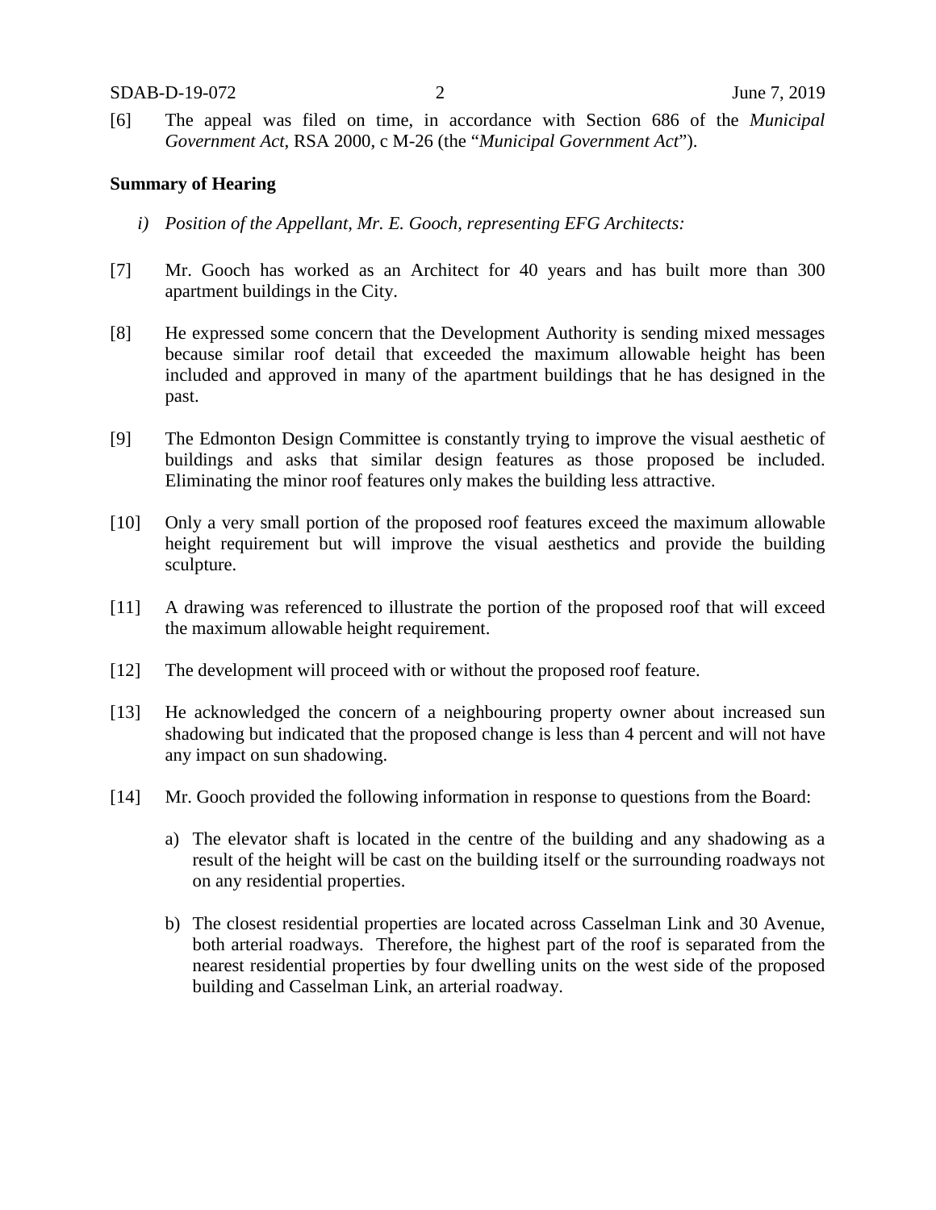[6] The appeal was filed on time, in accordance with Section 686 of the *Municipal Government Act*, RSA 2000, c M-26 (the "*Municipal Government Act*").

**Summary of Hearing**

*i) Position of the Appellant, Mr. E. Gooch, representing EFG Architects:*

[7] Mr. Gooch has worked as an Architect for 40 years and has built more than 300 apartment buildings in the City.

[8] He expressed some concern that the Development Authority is sending mixed messages because similar roof detail that exceeded the maximum allowable height has been included and approved in many of the apartment buildings that he has designed in the past.

[9] The Edmonton Design Committee is constantly trying to improve the visual aesthetic of buildings and asks that similar design features as those proposed be included. Eliminating the minor roof features only makes the building less attractive.

[10] Only a very small portion of the proposed roof features exceed the maximum allowable height requirement but will improve the visual aesthetics and provide the building sculpture.

[11] A drawing was referenced to illustrate the portion of the proposed roof that will exceed the maximum allowable height requirement.

[12] The development will proceed with or without the proposed roof feature.

[13] He acknowledged the concern of a neighbouring property owner about increased sun shadowing but indicated that the proposed change is less than 4 percent and will not have any impact on sun shadowing.

[14] Mr. Gooch provided the following information in response to questions from the Board:

a) The elevator shaft is located in the centre of the building and any shadowing as a result of the height will be cast on the building itself or the surrounding roadways not on any residential properties.

b) The closest residential properties are located across Casselman Link and 30 Avenue, both arterial roadways. Therefore, the highest part of the roof is separated from the nearest residential properties by four dwelling units on the west side of the proposed building and Casselman Link, an arterial roadway.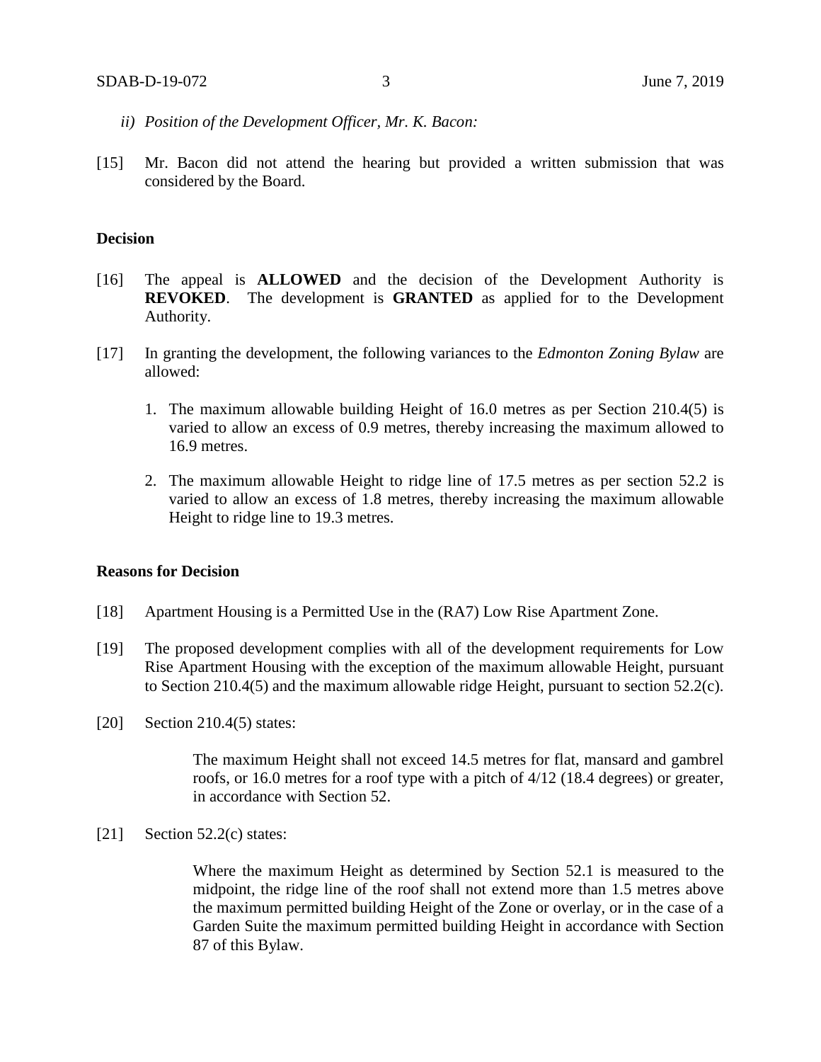*ii) Position of the Development Officer, Mr. K. Bacon:*

[15] Mr. Bacon did not attend the hearing but provided a written submission that was considered by the Board.

**Decision**

[16] The appeal is **ALLOWED** and the decision of the Development Authority is **REVOKED**. The development is **GRANTED** as applied for to the Development Authority.

[17] In granting the development, the following variances to the *Edmonton Zoning Bylaw* are allowed:

1. The maximum allowable building Height of 16.0 metres as per Section 210.4(5) is varied to allow an excess of 0.9 metres, thereby increasing the maximum allowed to 16.9 metres.

2. The maximum allowable Height to ridge line of 17.5 metres as per section 52.2 is varied to allow an excess of 1.8 metres, thereby increasing the maximum allowable Height to ridge line to 19.3 metres.

**Reasons for Decision**

[18] Apartment Housing is a Permitted Use in the (RA7) Low Rise Apartment Zone.

[19] The proposed development complies with all of the development requirements for Low Rise Apartment Housing with the exception of the maximum allowable Height, pursuant to Section 210.4(5) and the maximum allowable ridge Height, pursuant to section 52.2(c).

[20] Section 210.4(5) states:

> The maximum Height shall not exceed 14.5 metres for flat, mansard and gambrel roofs, or 16.0 metres for a roof type with a pitch of 4/12 (18.4 degrees) or greater, in accordance with Section 52.

[21] Section 52.2(c) states:

> Where the maximum Height as determined by Section 52.1 is measured to the midpoint, the ridge line of the roof shall not extend more than 1.5 metres above the maximum permitted building Height of the Zone or overlay, or in the case of a Garden Suite the maximum permitted building Height in accordance with Section 87 of this Bylaw.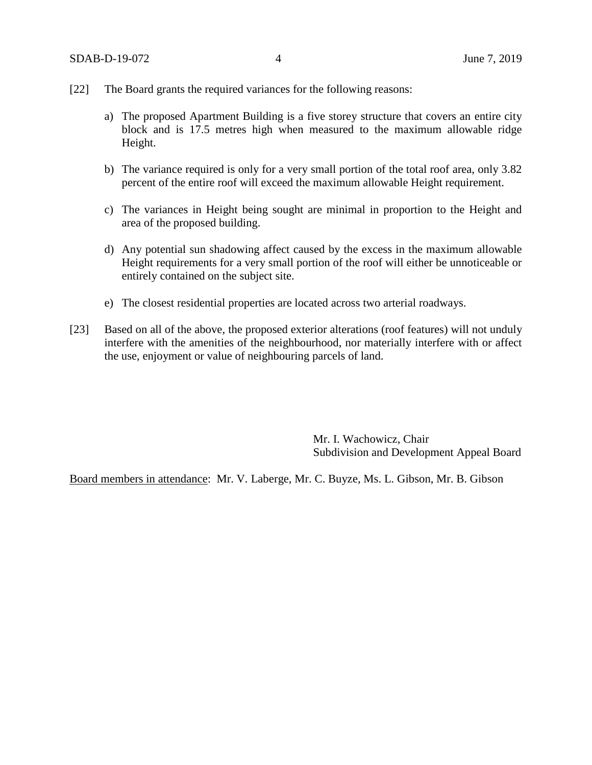[22] The Board grants the required variances for the following reasons:

a) The proposed Apartment Building is a five storey structure that covers an entire city block and is 17.5 metres high when measured to the maximum allowable ridge Height.

b) The variance required is only for a very small portion of the total roof area, only 3.82 percent of the entire roof will exceed the maximum allowable Height requirement.

c) The variances in Height being sought are minimal in proportion to the Height and area of the proposed building.

d) Any potential sun shadowing affect caused by the excess in the maximum allowable Height requirements for a very small portion of the roof will either be unnoticeable or entirely contained on the subject site.

e) The closest residential properties are located across two arterial roadways.

[23] Based on all of the above, the proposed exterior alterations (roof features) will not unduly interfere with the amenities of the neighbourhood, nor materially interfere with or affect the use, enjoyment or value of neighbouring parcels of land.

Mr. I. Wachowicz, Chair
Subdivision and Development Appeal Board

Board members in attendance: Mr. V. Laberge, Mr. C. Buyze, Ms. L. Gibson, Mr. B. Gibson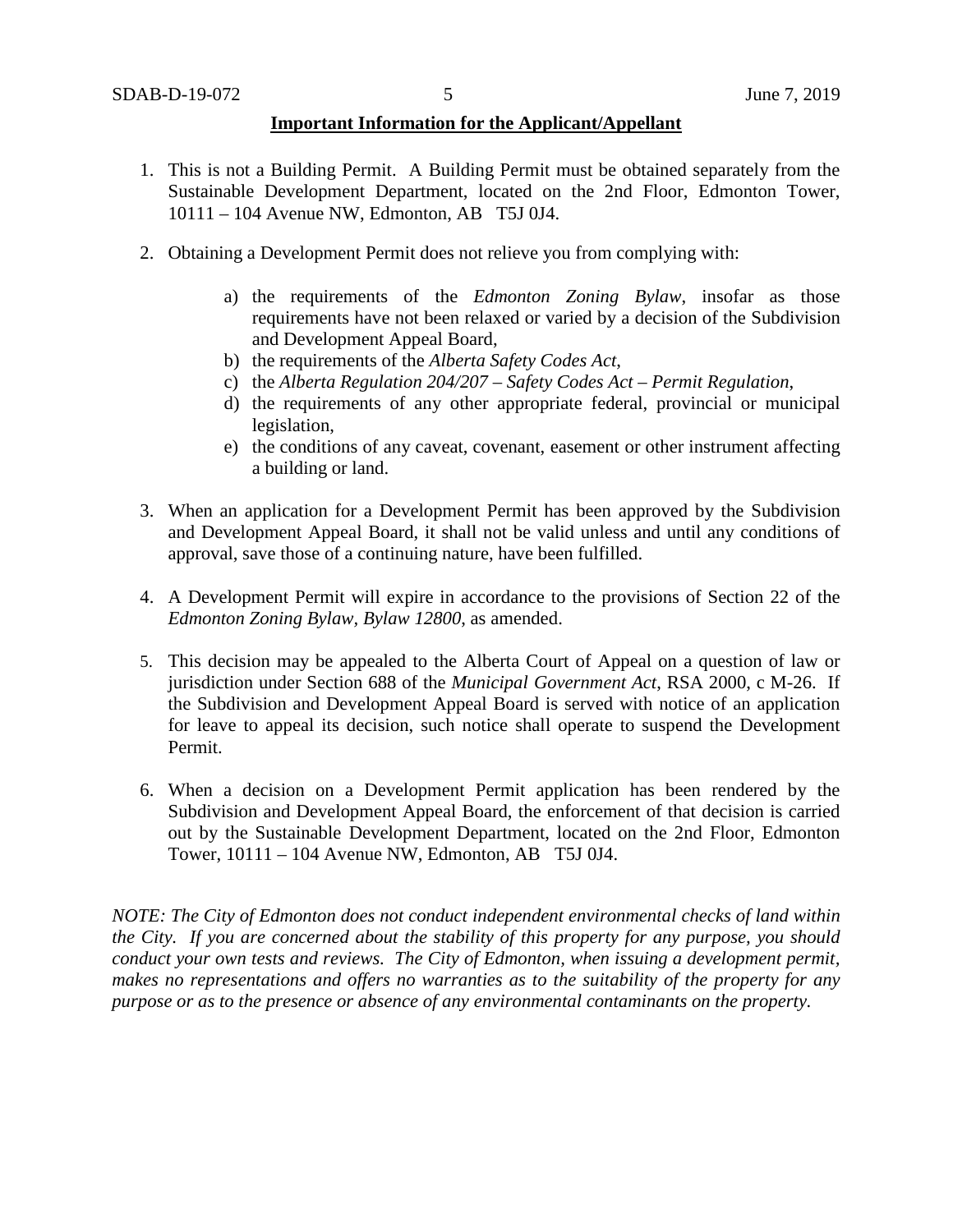**Important Information for the Applicant/Appellant**

1. This is not a Building Permit. A Building Permit must be obtained separately from the Sustainable Development Department, located on the 2nd Floor, Edmonton Tower, 10111 – 104 Avenue NW, Edmonton, AB T5J 0J4.

2. Obtaining a Development Permit does not relieve you from complying with:

    a) the requirements of the *Edmonton Zoning Bylaw*, insofar as those requirements have not been relaxed or varied by a decision of the Subdivision and Development Appeal Board,
    b) the requirements of the *Alberta Safety Codes Act*,
    c) the *Alberta Regulation 204/207 – Safety Codes Act – Permit Regulation*,
    d) the requirements of any other appropriate federal, provincial or municipal legislation,
    e) the conditions of any caveat, covenant, easement or other instrument affecting a building or land.

3. When an application for a Development Permit has been approved by the Subdivision and Development Appeal Board, it shall not be valid unless and until any conditions of approval, save those of a continuing nature, have been fulfilled.

4. A Development Permit will expire in accordance to the provisions of Section 22 of the *Edmonton Zoning Bylaw, Bylaw 12800*, as amended.

5. This decision may be appealed to the Alberta Court of Appeal on a question of law or jurisdiction under Section 688 of the *Municipal Government Act*, RSA 2000, c M-26. If the Subdivision and Development Appeal Board is served with notice of an application for leave to appeal its decision, such notice shall operate to suspend the Development Permit.

6. When a decision on a Development Permit application has been rendered by the Subdivision and Development Appeal Board, the enforcement of that decision is carried out by the Sustainable Development Department, located on the 2nd Floor, Edmonton Tower, 10111 – 104 Avenue NW, Edmonton, AB T5J 0J4.

*NOTE: The City of Edmonton does not conduct independent environmental checks of land within the City. If you are concerned about the stability of this property for any purpose, you should conduct your own tests and reviews. The City of Edmonton, when issuing a development permit, makes no representations and offers no warranties as to the suitability of the property for any purpose or as to the presence or absence of any environmental contaminants on the property.*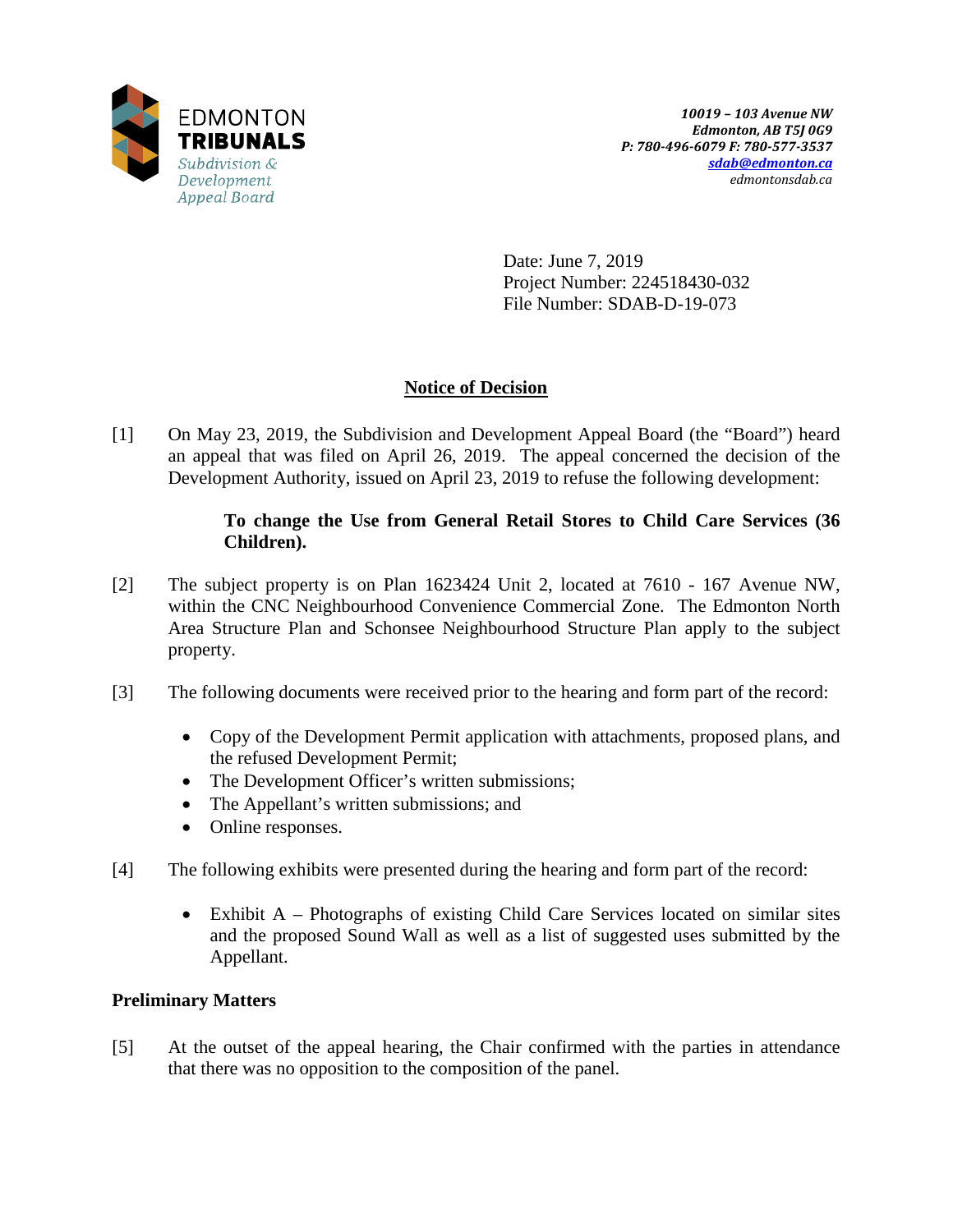EDMONTON
**TRIBUNALS**
*Subdivision & Development Appeal Board*

*10019 – 103 Avenue NW*
*Edmonton, AB T5J 0G9*
*P: 780-496-6079 F: 780-577-3537*
*sdab@edmonton.ca*
*edmontonsdab.ca*

Date: June 7, 2019
Project Number: 224518430-032
File Number: SDAB-D-19-073

## Notice of Decision

[1] On May 23, 2019, the Subdivision and Development Appeal Board (the "Board") heard an appeal that was filed on April 26, 2019. The appeal concerned the decision of the Development Authority, issued on April 23, 2019 to refuse the following development:

> **To change the Use from General Retail Stores to Child Care Services (36 Children).**

[2] The subject property is on Plan 1623424 Unit 2, located at 7610 - 167 Avenue NW, within the CNC Neighbourhood Convenience Commercial Zone. The Edmonton North Area Structure Plan and Schonsee Neighbourhood Structure Plan apply to the subject property.

[3] The following documents were received prior to the hearing and form part of the record:

- Copy of the Development Permit application with attachments, proposed plans, and the refused Development Permit;
- The Development Officer's written submissions;
- The Appellant's written submissions; and
- Online responses.

[4] The following exhibits were presented during the hearing and form part of the record:

- Exhibit A – Photographs of existing Child Care Services located on similar sites and the proposed Sound Wall as well as a list of suggested uses submitted by the Appellant.

### Preliminary Matters

[5] At the outset of the appeal hearing, the Chair confirmed with the parties in attendance that there was no opposition to the composition of the panel.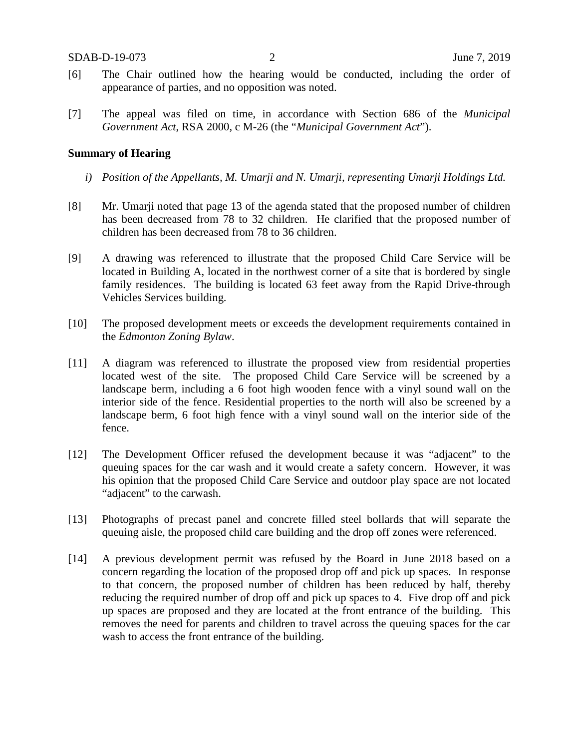[6] The Chair outlined how the hearing would be conducted, including the order of appearance of parties, and no opposition was noted.

[7] The appeal was filed on time, in accordance with Section 686 of the *Municipal Government Act*, RSA 2000, c M-26 (the "*Municipal Government Act*").

**Summary of Hearing**

*i) Position of the Appellants, M. Umarji and N. Umarji, representing Umarji Holdings Ltd.*

[8] Mr. Umarji noted that page 13 of the agenda stated that the proposed number of children has been decreased from 78 to 32 children. He clarified that the proposed number of children has been decreased from 78 to 36 children.

[9] A drawing was referenced to illustrate that the proposed Child Care Service will be located in Building A, located in the northwest corner of a site that is bordered by single family residences. The building is located 63 feet away from the Rapid Drive-through Vehicles Services building.

[10] The proposed development meets or exceeds the development requirements contained in the *Edmonton Zoning Bylaw*.

[11] A diagram was referenced to illustrate the proposed view from residential properties located west of the site. The proposed Child Care Service will be screened by a landscape berm, including a 6 foot high wooden fence with a vinyl sound wall on the interior side of the fence. Residential properties to the north will also be screened by a landscape berm, 6 foot high fence with a vinyl sound wall on the interior side of the fence.

[12] The Development Officer refused the development because it was "adjacent" to the queuing spaces for the car wash and it would create a safety concern. However, it was his opinion that the proposed Child Care Service and outdoor play space are not located "adjacent" to the carwash.

[13] Photographs of precast panel and concrete filled steel bollards that will separate the queuing aisle, the proposed child care building and the drop off zones were referenced.

[14] A previous development permit was refused by the Board in June 2018 based on a concern regarding the location of the proposed drop off and pick up spaces. In response to that concern, the proposed number of children has been reduced by half, thereby reducing the required number of drop off and pick up spaces to 4. Five drop off and pick up spaces are proposed and they are located at the front entrance of the building. This removes the need for parents and children to travel across the queuing spaces for the car wash to access the front entrance of the building.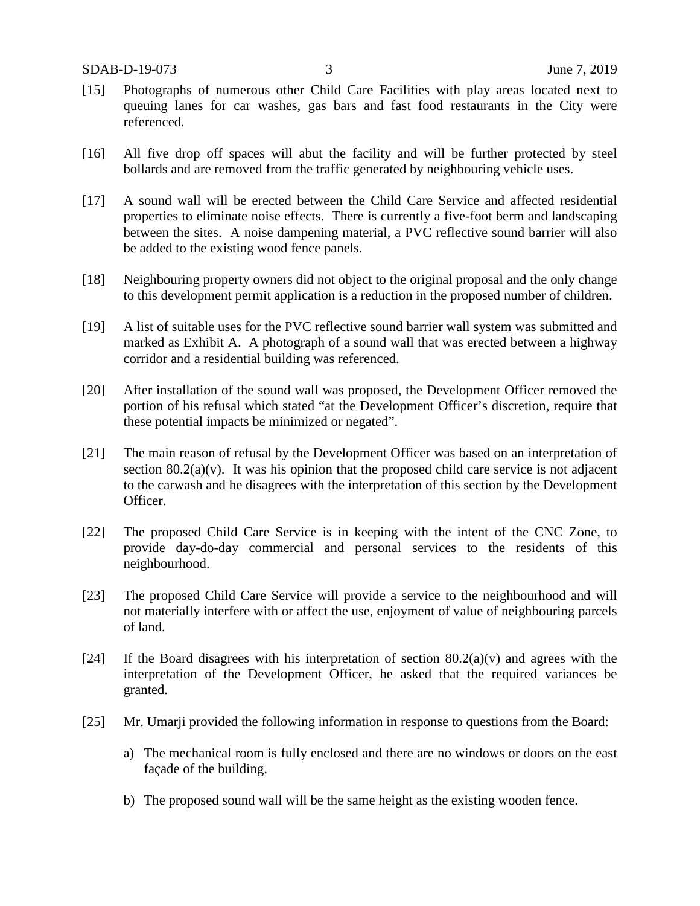[15] Photographs of numerous other Child Care Facilities with play areas located next to queuing lanes for car washes, gas bars and fast food restaurants in the City were referenced.

[16] All five drop off spaces will abut the facility and will be further protected by steel bollards and are removed from the traffic generated by neighbouring vehicle uses.

[17] A sound wall will be erected between the Child Care Service and affected residential properties to eliminate noise effects. There is currently a five-foot berm and landscaping between the sites. A noise dampening material, a PVC reflective sound barrier will also be added to the existing wood fence panels.

[18] Neighbouring property owners did not object to the original proposal and the only change to this development permit application is a reduction in the proposed number of children.

[19] A list of suitable uses for the PVC reflective sound barrier wall system was submitted and marked as Exhibit A. A photograph of a sound wall that was erected between a highway corridor and a residential building was referenced.

[20] After installation of the sound wall was proposed, the Development Officer removed the portion of his refusal which stated "at the Development Officer's discretion, require that these potential impacts be minimized or negated".

[21] The main reason of refusal by the Development Officer was based on an interpretation of section 80.2(a)(v). It was his opinion that the proposed child care service is not adjacent to the carwash and he disagrees with the interpretation of this section by the Development Officer.

[22] The proposed Child Care Service is in keeping with the intent of the CNC Zone, to provide day-do-day commercial and personal services to the residents of this neighbourhood.

[23] The proposed Child Care Service will provide a service to the neighbourhood and will not materially interfere with or affect the use, enjoyment of value of neighbouring parcels of land.

[24] If the Board disagrees with his interpretation of section 80.2(a)(v) and agrees with the interpretation of the Development Officer, he asked that the required variances be granted.

[25] Mr. Umarji provided the following information in response to questions from the Board:

a) The mechanical room is fully enclosed and there are no windows or doors on the east façade of the building.

b) The proposed sound wall will be the same height as the existing wooden fence.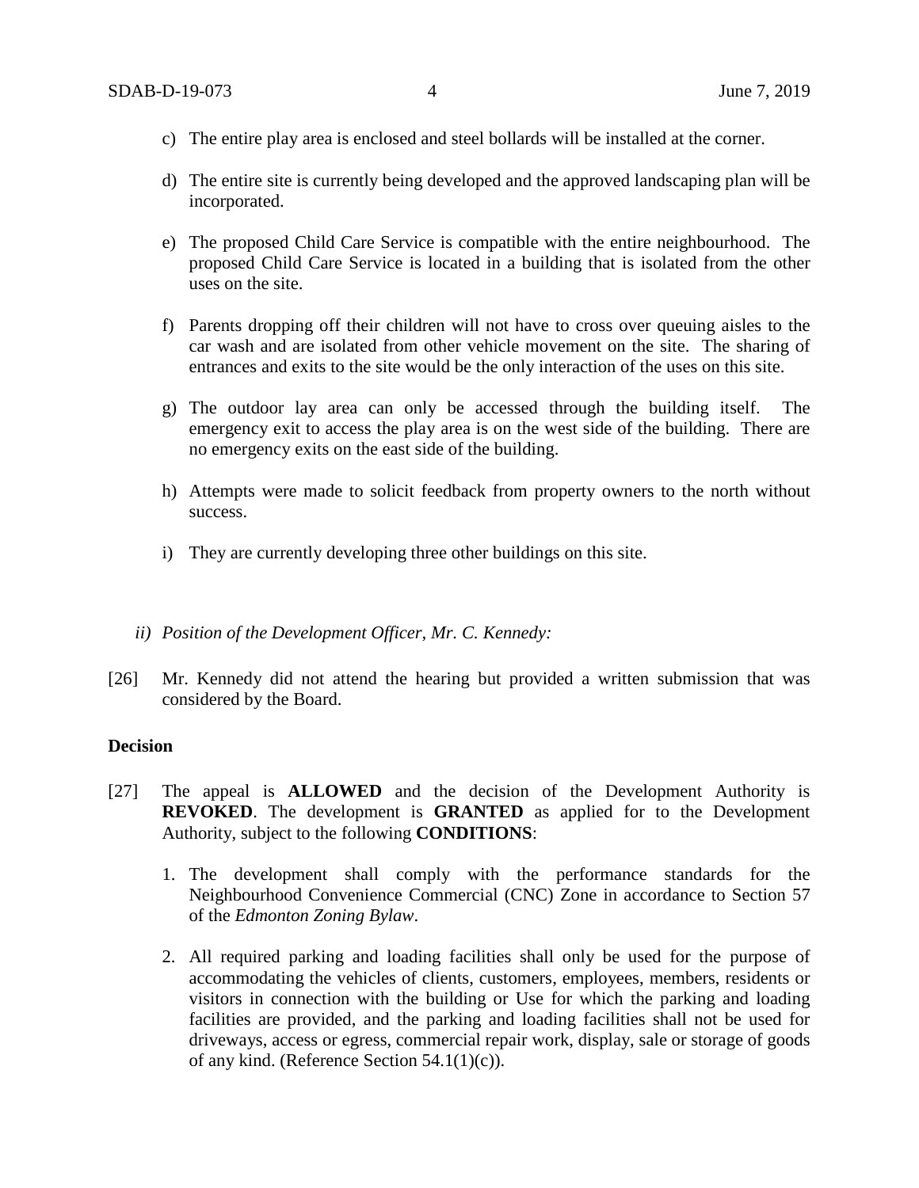c) The entire play area is enclosed and steel bollards will be installed at the corner.

d) The entire site is currently being developed and the approved landscaping plan will be incorporated.

e) The proposed Child Care Service is compatible with the entire neighbourhood. The proposed Child Care Service is located in a building that is isolated from the other uses on the site.

f) Parents dropping off their children will not have to cross over queuing aisles to the car wash and are isolated from other vehicle movement on the site. The sharing of entrances and exits to the site would be the only interaction of the uses on this site.

g) The outdoor lay area can only be accessed through the building itself. The emergency exit to access the play area is on the west side of the building. There are no emergency exits on the east side of the building.

h) Attempts were made to solicit feedback from property owners to the north without success.

i) They are currently developing three other buildings on this site.

*ii) Position of the Development Officer, Mr. C. Kennedy:*

[26] Mr. Kennedy did not attend the hearing but provided a written submission that was considered by the Board.

**Decision**

[27] The appeal is **ALLOWED** and the decision of the Development Authority is **REVOKED**. The development is **GRANTED** as applied for to the Development Authority, subject to the following **CONDITIONS**:

1. The development shall comply with the performance standards for the Neighbourhood Convenience Commercial (CNC) Zone in accordance to Section 57 of the *Edmonton Zoning Bylaw*.

2. All required parking and loading facilities shall only be used for the purpose of accommodating the vehicles of clients, customers, employees, members, residents or visitors in connection with the building or Use for which the parking and loading facilities are provided, and the parking and loading facilities shall not be used for driveways, access or egress, commercial repair work, display, sale or storage of goods of any kind. (Reference Section 54.1(1)(c)).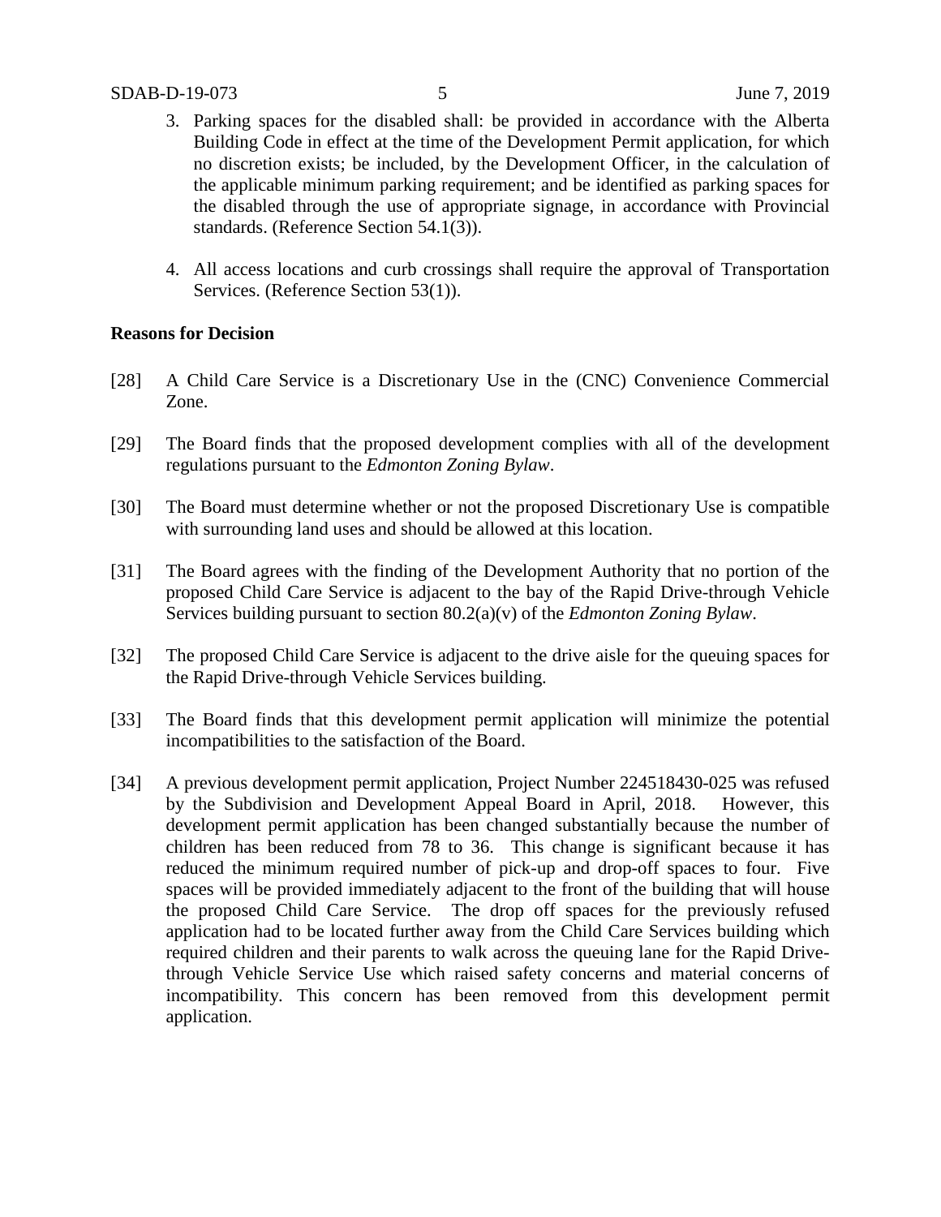3. Parking spaces for the disabled shall: be provided in accordance with the Alberta Building Code in effect at the time of the Development Permit application, for which no discretion exists; be included, by the Development Officer, in the calculation of the applicable minimum parking requirement; and be identified as parking spaces for the disabled through the use of appropriate signage, in accordance with Provincial standards. (Reference Section 54.1(3)).

4. All access locations and curb crossings shall require the approval of Transportation Services. (Reference Section 53(1)).

**Reasons for Decision**

[28] A Child Care Service is a Discretionary Use in the (CNC) Convenience Commercial Zone.

[29] The Board finds that the proposed development complies with all of the development regulations pursuant to the *Edmonton Zoning Bylaw*.

[30] The Board must determine whether or not the proposed Discretionary Use is compatible with surrounding land uses and should be allowed at this location.

[31] The Board agrees with the finding of the Development Authority that no portion of the proposed Child Care Service is adjacent to the bay of the Rapid Drive-through Vehicle Services building pursuant to section 80.2(a)(v) of the *Edmonton Zoning Bylaw*.

[32] The proposed Child Care Service is adjacent to the drive aisle for the queuing spaces for the Rapid Drive-through Vehicle Services building.

[33] The Board finds that this development permit application will minimize the potential incompatibilities to the satisfaction of the Board.

[34] A previous development permit application, Project Number 224518430-025 was refused by the Subdivision and Development Appeal Board in April, 2018. However, this development permit application has been changed substantially because the number of children has been reduced from 78 to 36. This change is significant because it has reduced the minimum required number of pick-up and drop-off spaces to four. Five spaces will be provided immediately adjacent to the front of the building that will house the proposed Child Care Service. The drop off spaces for the previously refused application had to be located further away from the Child Care Services building which required children and their parents to walk across the queuing lane for the Rapid Drive-through Vehicle Service Use which raised safety concerns and material concerns of incompatibility. This concern has been removed from this development permit application.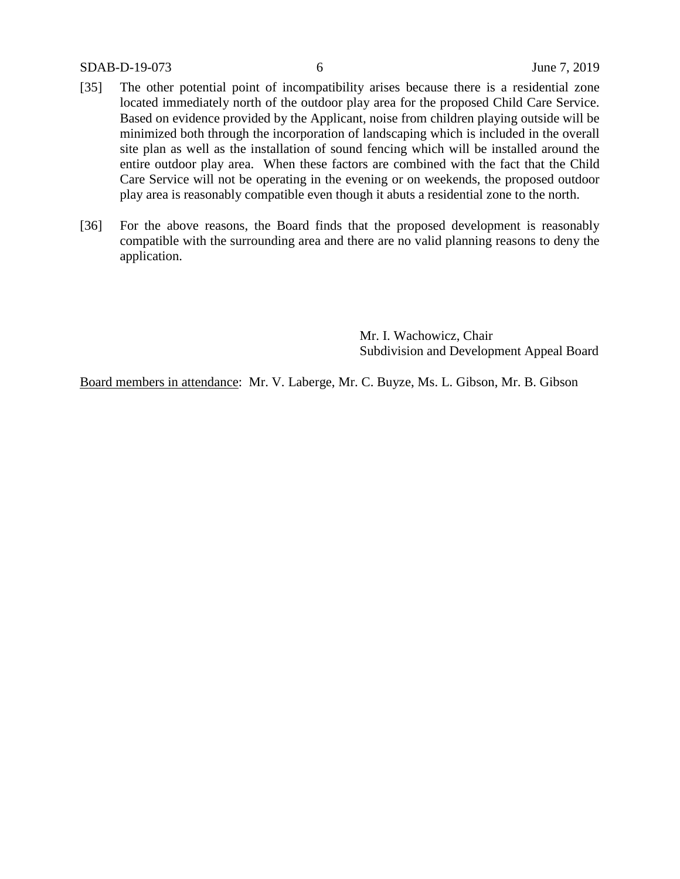[35] The other potential point of incompatibility arises because there is a residential zone located immediately north of the outdoor play area for the proposed Child Care Service. Based on evidence provided by the Applicant, noise from children playing outside will be minimized both through the incorporation of landscaping which is included in the overall site plan as well as the installation of sound fencing which will be installed around the entire outdoor play area. When these factors are combined with the fact that the Child Care Service will not be operating in the evening or on weekends, the proposed outdoor play area is reasonably compatible even though it abuts a residential zone to the north.

[36] For the above reasons, the Board finds that the proposed development is reasonably compatible with the surrounding area and there are no valid planning reasons to deny the application.

Mr. I. Wachowicz, Chair
Subdivision and Development Appeal Board

Board members in attendance: Mr. V. Laberge, Mr. C. Buyze, Ms. L. Gibson, Mr. B. Gibson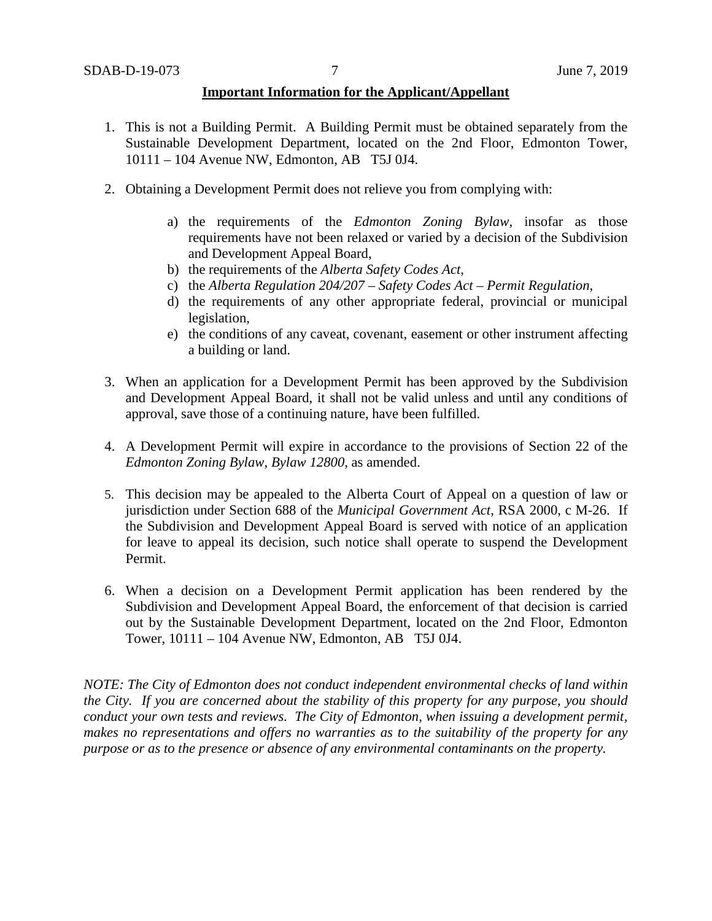**Important Information for the Applicant/Appellant**

1. This is not a Building Permit. A Building Permit must be obtained separately from the Sustainable Development Department, located on the 2nd Floor, Edmonton Tower, 10111 – 104 Avenue NW, Edmonton, AB T5J 0J4.

2. Obtaining a Development Permit does not relieve you from complying with:

    a) the requirements of the *Edmonton Zoning Bylaw*, insofar as those requirements have not been relaxed or varied by a decision of the Subdivision and Development Appeal Board,
    b) the requirements of the *Alberta Safety Codes Act*,
    c) the *Alberta Regulation 204/207 – Safety Codes Act – Permit Regulation*,
    d) the requirements of any other appropriate federal, provincial or municipal legislation,
    e) the conditions of any caveat, covenant, easement or other instrument affecting a building or land.

3. When an application for a Development Permit has been approved by the Subdivision and Development Appeal Board, it shall not be valid unless and until any conditions of approval, save those of a continuing nature, have been fulfilled.

4. A Development Permit will expire in accordance to the provisions of Section 22 of the *Edmonton Zoning Bylaw, Bylaw 12800*, as amended.

5. This decision may be appealed to the Alberta Court of Appeal on a question of law or jurisdiction under Section 688 of the *Municipal Government Act*, RSA 2000, c M-26. If the Subdivision and Development Appeal Board is served with notice of an application for leave to appeal its decision, such notice shall operate to suspend the Development Permit.

6. When a decision on a Development Permit application has been rendered by the Subdivision and Development Appeal Board, the enforcement of that decision is carried out by the Sustainable Development Department, located on the 2nd Floor, Edmonton Tower, 10111 – 104 Avenue NW, Edmonton, AB T5J 0J4.

*NOTE: The City of Edmonton does not conduct independent environmental checks of land within the City. If you are concerned about the stability of this property for any purpose, you should conduct your own tests and reviews. The City of Edmonton, when issuing a development permit, makes no representations and offers no warranties as to the suitability of the property for any purpose or as to the presence or absence of any environmental contaminants on the property.*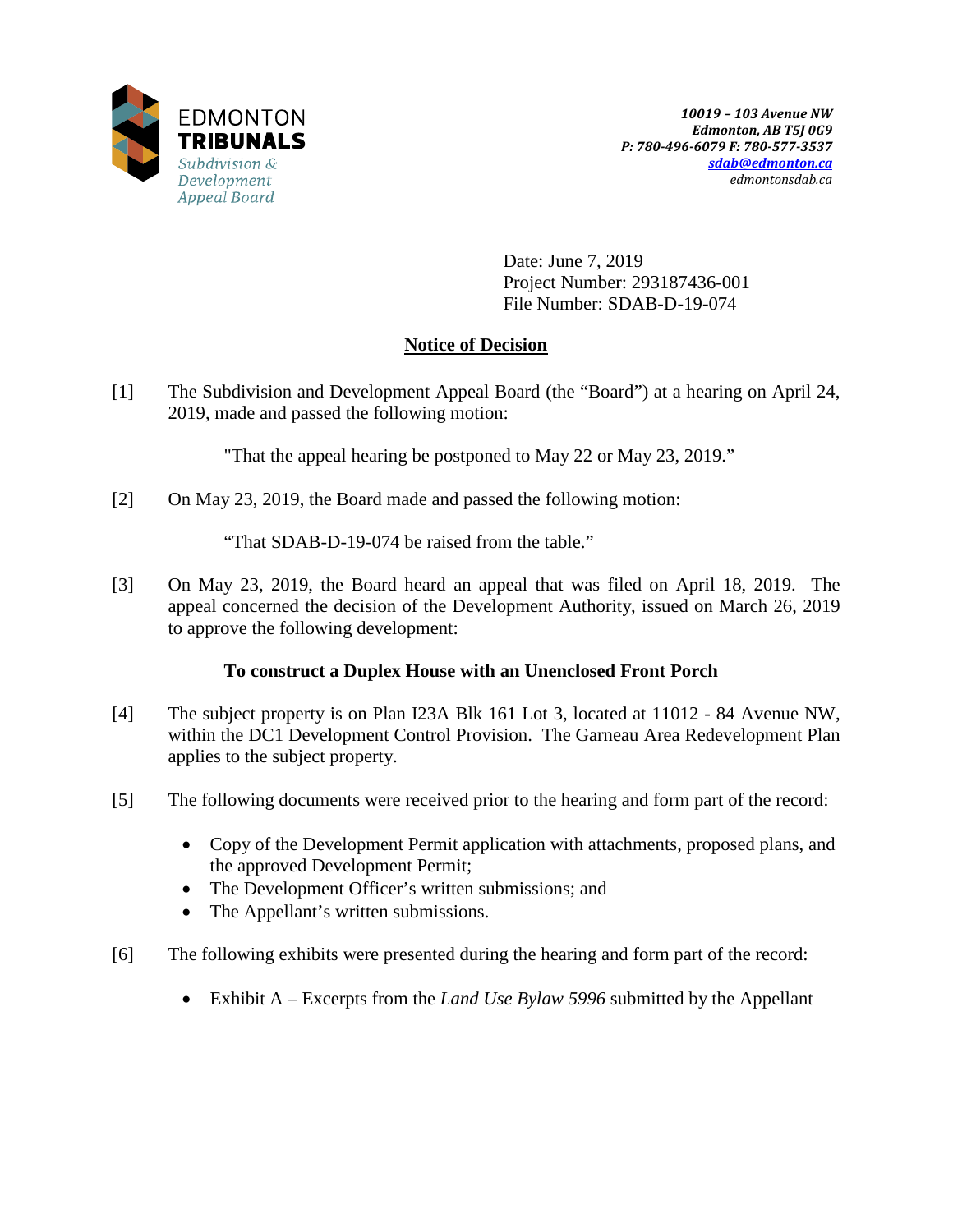**EDMONTON TRIBUNALS**
*Subdivision & Development Appeal Board*

*10019 – 103 Avenue NW*
*Edmonton, AB T5J 0G9*
*P: 780-496-6079 F: 780-577-3537*
*sdab@edmonton.ca*
*edmontonsdab.ca*

Date: June 7, 2019
Project Number: 293187436-001
File Number: SDAB-D-19-074

## Notice of Decision

[1] The Subdivision and Development Appeal Board (the "Board") at a hearing on April 24, 2019, made and passed the following motion:

"That the appeal hearing be postponed to May 22 or May 23, 2019."

[2] On May 23, 2019, the Board made and passed the following motion:

"That SDAB-D-19-074 be raised from the table."

[3] On May 23, 2019, the Board heard an appeal that was filed on April 18, 2019. The appeal concerned the decision of the Development Authority, issued on March 26, 2019 to approve the following development:

**To construct a Duplex House with an Unenclosed Front Porch**

[4] The subject property is on Plan I23A Blk 161 Lot 3, located at 11012 - 84 Avenue NW, within the DC1 Development Control Provision. The Garneau Area Redevelopment Plan applies to the subject property.

[5] The following documents were received prior to the hearing and form part of the record:

- Copy of the Development Permit application with attachments, proposed plans, and the approved Development Permit;
- The Development Officer's written submissions; and
- The Appellant's written submissions.

[6] The following exhibits were presented during the hearing and form part of the record:

- Exhibit A – Excerpts from the *Land Use Bylaw 5996* submitted by the Appellant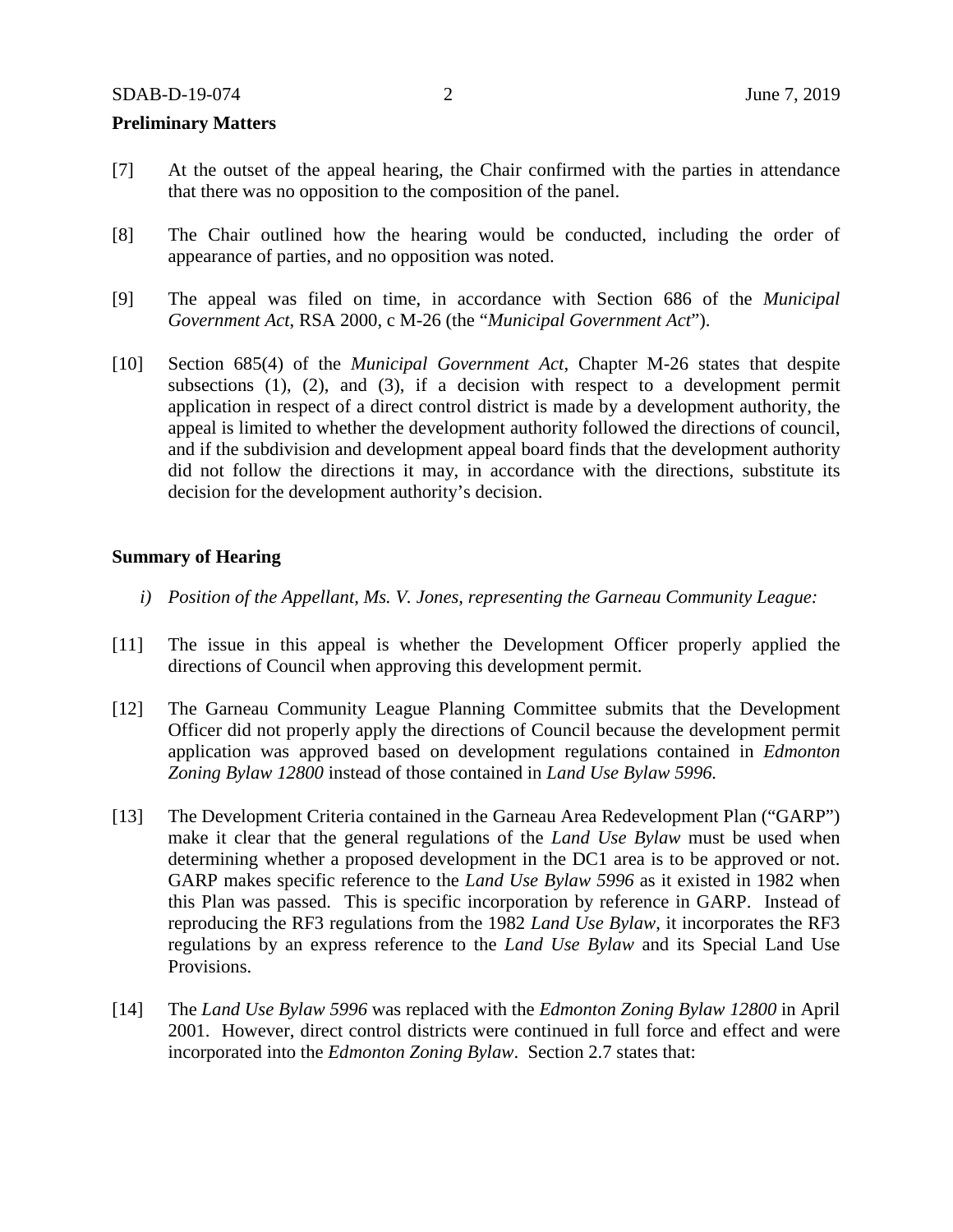**Preliminary Matters**

[7] At the outset of the appeal hearing, the Chair confirmed with the parties in attendance that there was no opposition to the composition of the panel.

[8] The Chair outlined how the hearing would be conducted, including the order of appearance of parties, and no opposition was noted.

[9] The appeal was filed on time, in accordance with Section 686 of the *Municipal Government Act*, RSA 2000, c M-26 (the "*Municipal Government Act*").

[10] Section 685(4) of the *Municipal Government Act*, Chapter M-26 states that despite subsections (1), (2), and (3), if a decision with respect to a development permit application in respect of a direct control district is made by a development authority, the appeal is limited to whether the development authority followed the directions of council, and if the subdivision and development appeal board finds that the development authority did not follow the directions it may, in accordance with the directions, substitute its decision for the development authority's decision.

**Summary of Hearing**

*i) Position of the Appellant, Ms. V. Jones, representing the Garneau Community League:*

[11] The issue in this appeal is whether the Development Officer properly applied the directions of Council when approving this development permit.

[12] The Garneau Community League Planning Committee submits that the Development Officer did not properly apply the directions of Council because the development permit application was approved based on development regulations contained in *Edmonton Zoning Bylaw 12800* instead of those contained in *Land Use Bylaw 5996.*

[13] The Development Criteria contained in the Garneau Area Redevelopment Plan ("GARP") make it clear that the general regulations of the *Land Use Bylaw* must be used when determining whether a proposed development in the DC1 area is to be approved or not. GARP makes specific reference to the *Land Use Bylaw 5996* as it existed in 1982 when this Plan was passed. This is specific incorporation by reference in GARP. Instead of reproducing the RF3 regulations from the 1982 *Land Use Bylaw*, it incorporates the RF3 regulations by an express reference to the *Land Use Bylaw* and its Special Land Use Provisions.

[14] The *Land Use Bylaw 5996* was replaced with the *Edmonton Zoning Bylaw 12800* in April 2001. However, direct control districts were continued in full force and effect and were incorporated into the *Edmonton Zoning Bylaw*. Section 2.7 states that: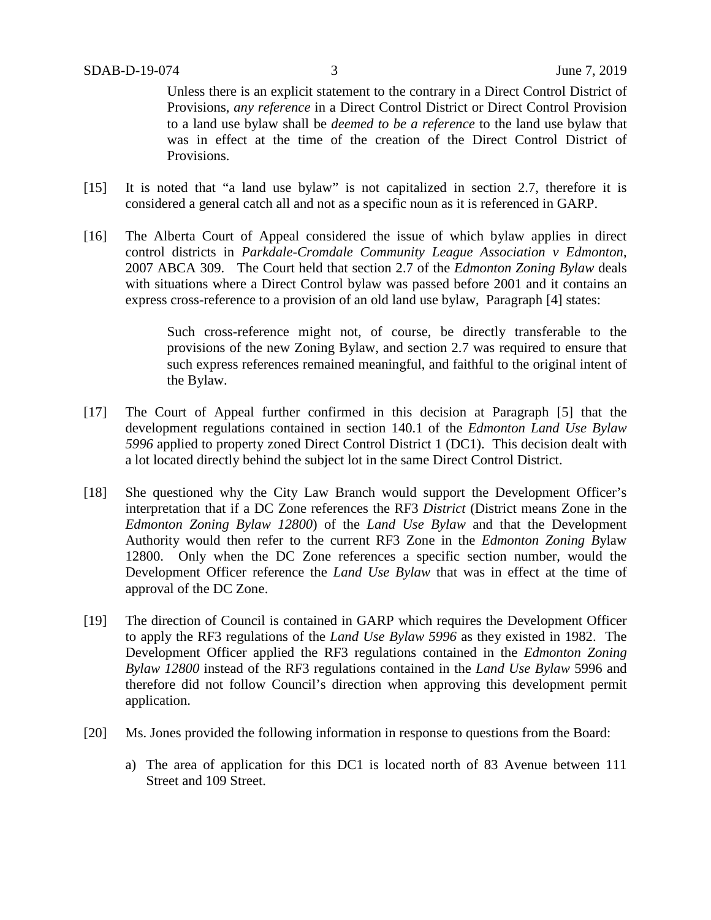> Unless there is an explicit statement to the contrary in a Direct Control District of Provisions, *any reference* in a Direct Control District or Direct Control Provision to a land use bylaw shall be *deemed to be a reference* to the land use bylaw that was in effect at the time of the creation of the Direct Control District of Provisions.

[15] It is noted that "a land use bylaw" is not capitalized in section 2.7, therefore it is considered a general catch all and not as a specific noun as it is referenced in GARP.

[16] The Alberta Court of Appeal considered the issue of which bylaw applies in direct control districts in *Parkdale-Cromdale Community League Association v Edmonton*, 2007 ABCA 309. The Court held that section 2.7 of the *Edmonton Zoning Bylaw* deals with situations where a Direct Control bylaw was passed before 2001 and it contains an express cross-reference to a provision of an old land use bylaw, Paragraph [4] states:

> Such cross-reference might not, of course, be directly transferable to the provisions of the new Zoning Bylaw, and section 2.7 was required to ensure that such express references remained meaningful, and faithful to the original intent of the Bylaw.

[17] The Court of Appeal further confirmed in this decision at Paragraph [5] that the development regulations contained in section 140.1 of the *Edmonton Land Use Bylaw 5996* applied to property zoned Direct Control District 1 (DC1). This decision dealt with a lot located directly behind the subject lot in the same Direct Control District.

[18] She questioned why the City Law Branch would support the Development Officer's interpretation that if a DC Zone references the RF3 *District* (District means Zone in the *Edmonton Zoning Bylaw 12800*) of the *Land Use Bylaw* and that the Development Authority would then refer to the current RF3 Zone in the *Edmonton Zoning Bylaw* 12800. Only when the DC Zone references a specific section number, would the Development Officer reference the *Land Use Bylaw* that was in effect at the time of approval of the DC Zone.

[19] The direction of Council is contained in GARP which requires the Development Officer to apply the RF3 regulations of the *Land Use Bylaw 5996* as they existed in 1982. The Development Officer applied the RF3 regulations contained in the *Edmonton Zoning Bylaw 12800* instead of the RF3 regulations contained in the *Land Use Bylaw* 5996 and therefore did not follow Council's direction when approving this development permit application.

[20] Ms. Jones provided the following information in response to questions from the Board:

a) The area of application for this DC1 is located north of 83 Avenue between 111 Street and 109 Street.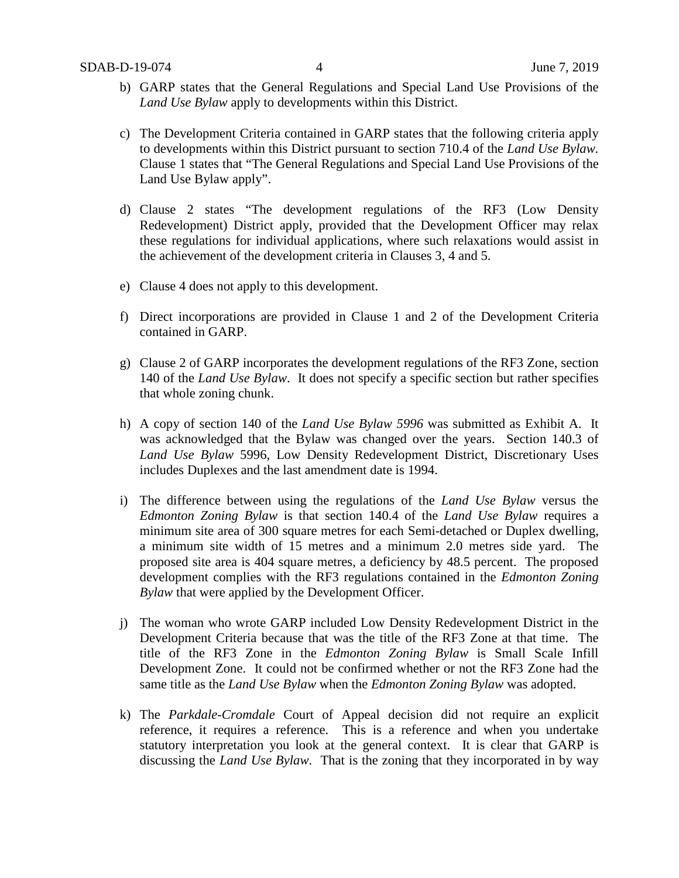b) GARP states that the General Regulations and Special Land Use Provisions of the *Land Use Bylaw* apply to developments within this District.

c) The Development Criteria contained in GARP states that the following criteria apply to developments within this District pursuant to section 710.4 of the *Land Use Bylaw*. Clause 1 states that "The General Regulations and Special Land Use Provisions of the Land Use Bylaw apply".

d) Clause 2 states "The development regulations of the RF3 (Low Density Redevelopment) District apply, provided that the Development Officer may relax these regulations for individual applications, where such relaxations would assist in the achievement of the development criteria in Clauses 3, 4 and 5.

e) Clause 4 does not apply to this development.

f) Direct incorporations are provided in Clause 1 and 2 of the Development Criteria contained in GARP.

g) Clause 2 of GARP incorporates the development regulations of the RF3 Zone, section 140 of the *Land Use Bylaw*. It does not specify a specific section but rather specifies that whole zoning chunk.

h) A copy of section 140 of the *Land Use Bylaw 5996* was submitted as Exhibit A. It was acknowledged that the Bylaw was changed over the years. Section 140.3 of *Land Use Bylaw* 5996, Low Density Redevelopment District, Discretionary Uses includes Duplexes and the last amendment date is 1994.

i) The difference between using the regulations of the *Land Use Bylaw* versus the *Edmonton Zoning Bylaw* is that section 140.4 of the *Land Use Bylaw* requires a minimum site area of 300 square metres for each Semi-detached or Duplex dwelling, a minimum site width of 15 metres and a minimum 2.0 metres side yard. The proposed site area is 404 square metres, a deficiency by 48.5 percent. The proposed development complies with the RF3 regulations contained in the *Edmonton Zoning Bylaw* that were applied by the Development Officer.

j) The woman who wrote GARP included Low Density Redevelopment District in the Development Criteria because that was the title of the RF3 Zone at that time. The title of the RF3 Zone in the *Edmonton Zoning Bylaw* is Small Scale Infill Development Zone. It could not be confirmed whether or not the RF3 Zone had the same title as the *Land Use Bylaw* when the *Edmonton Zoning Bylaw* was adopted.

k) The *Parkdale-Cromdale* Court of Appeal decision did not require an explicit reference, it requires a reference. This is a reference and when you undertake statutory interpretation you look at the general context. It is clear that GARP is discussing the *Land Use Bylaw*. That is the zoning that they incorporated in by way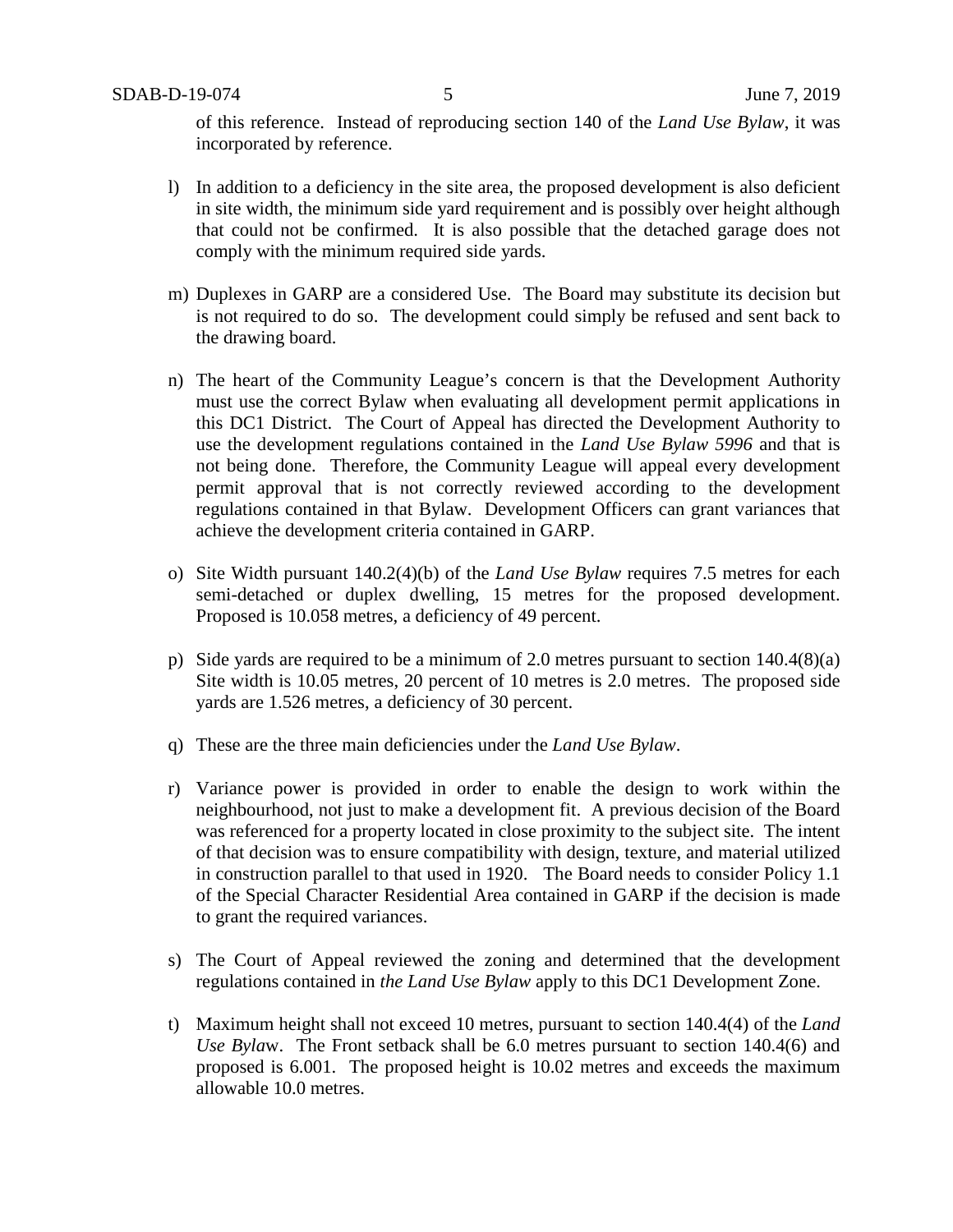of this reference. Instead of reproducing section 140 of the *Land Use Bylaw*, it was incorporated by reference.

l) In addition to a deficiency in the site area, the proposed development is also deficient in site width, the minimum side yard requirement and is possibly over height although that could not be confirmed. It is also possible that the detached garage does not comply with the minimum required side yards.

m) Duplexes in GARP are a considered Use. The Board may substitute its decision but is not required to do so. The development could simply be refused and sent back to the drawing board.

n) The heart of the Community League's concern is that the Development Authority must use the correct Bylaw when evaluating all development permit applications in this DC1 District. The Court of Appeal has directed the Development Authority to use the development regulations contained in the *Land Use Bylaw 5996* and that is not being done. Therefore, the Community League will appeal every development permit approval that is not correctly reviewed according to the development regulations contained in that Bylaw. Development Officers can grant variances that achieve the development criteria contained in GARP.

o) Site Width pursuant 140.2(4)(b) of the *Land Use Bylaw* requires 7.5 metres for each semi-detached or duplex dwelling, 15 metres for the proposed development. Proposed is 10.058 metres, a deficiency of 49 percent.

p) Side yards are required to be a minimum of 2.0 metres pursuant to section 140.4(8)(a) Site width is 10.05 metres, 20 percent of 10 metres is 2.0 metres. The proposed side yards are 1.526 metres, a deficiency of 30 percent.

q) These are the three main deficiencies under the *Land Use Bylaw*.

r) Variance power is provided in order to enable the design to work within the neighbourhood, not just to make a development fit. A previous decision of the Board was referenced for a property located in close proximity to the subject site. The intent of that decision was to ensure compatibility with design, texture, and material utilized in construction parallel to that used in 1920. The Board needs to consider Policy 1.1 of the Special Character Residential Area contained in GARP if the decision is made to grant the required variances.

s) The Court of Appeal reviewed the zoning and determined that the development regulations contained in *the Land Use Bylaw* apply to this DC1 Development Zone.

t) Maximum height shall not exceed 10 metres, pursuant to section 140.4(4) of the *Land Use Bylaw*. The Front setback shall be 6.0 metres pursuant to section 140.4(6) and proposed is 6.001. The proposed height is 10.02 metres and exceeds the maximum allowable 10.0 metres.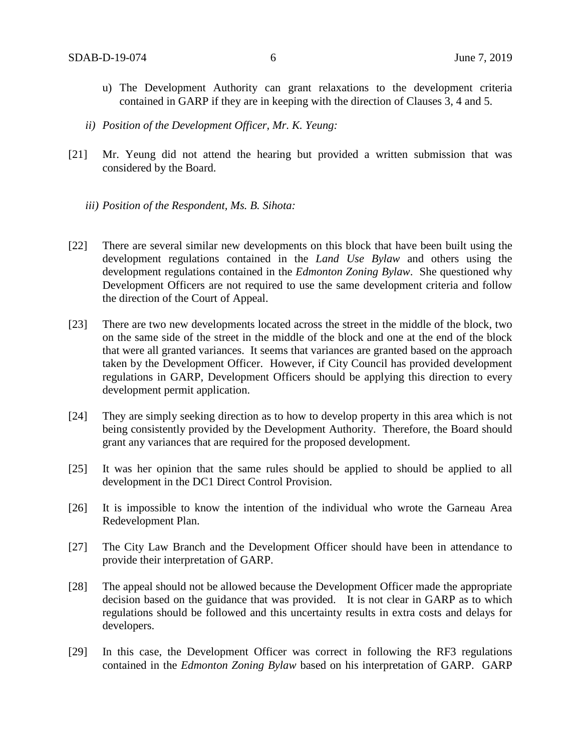u) The Development Authority can grant relaxations to the development criteria contained in GARP if they are in keeping with the direction of Clauses 3, 4 and 5.

*ii) Position of the Development Officer, Mr. K. Yeung:*

[21] Mr. Yeung did not attend the hearing but provided a written submission that was considered by the Board.

*iii) Position of the Respondent, Ms. B. Sihota:*

[22] There are several similar new developments on this block that have been built using the development regulations contained in the *Land Use Bylaw* and others using the development regulations contained in the *Edmonton Zoning Bylaw*. She questioned why Development Officers are not required to use the same development criteria and follow the direction of the Court of Appeal.

[23] There are two new developments located across the street in the middle of the block, two on the same side of the street in the middle of the block and one at the end of the block that were all granted variances. It seems that variances are granted based on the approach taken by the Development Officer. However, if City Council has provided development regulations in GARP, Development Officers should be applying this direction to every development permit application.

[24] They are simply seeking direction as to how to develop property in this area which is not being consistently provided by the Development Authority. Therefore, the Board should grant any variances that are required for the proposed development.

[25] It was her opinion that the same rules should be applied to should be applied to all development in the DC1 Direct Control Provision.

[26] It is impossible to know the intention of the individual who wrote the Garneau Area Redevelopment Plan.

[27] The City Law Branch and the Development Officer should have been in attendance to provide their interpretation of GARP.

[28] The appeal should not be allowed because the Development Officer made the appropriate decision based on the guidance that was provided. It is not clear in GARP as to which regulations should be followed and this uncertainty results in extra costs and delays for developers.

[29] In this case, the Development Officer was correct in following the RF3 regulations contained in the *Edmonton Zoning Bylaw* based on his interpretation of GARP. GARP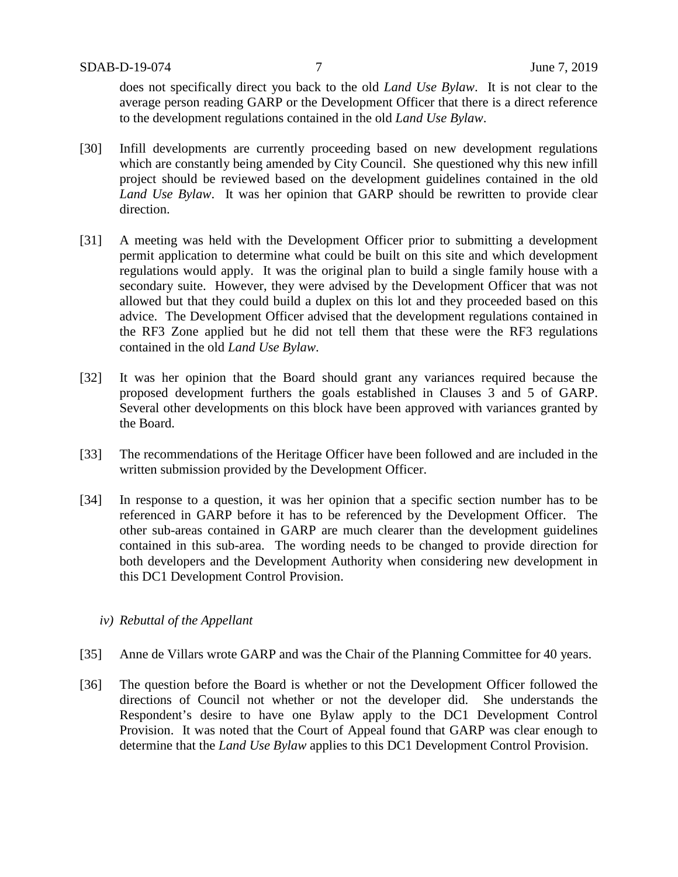does not specifically direct you back to the old *Land Use Bylaw*. It is not clear to the average person reading GARP or the Development Officer that there is a direct reference to the development regulations contained in the old *Land Use Bylaw*.

[30] Infill developments are currently proceeding based on new development regulations which are constantly being amended by City Council. She questioned why this new infill project should be reviewed based on the development guidelines contained in the old *Land Use Bylaw*. It was her opinion that GARP should be rewritten to provide clear direction.

[31] A meeting was held with the Development Officer prior to submitting a development permit application to determine what could be built on this site and which development regulations would apply. It was the original plan to build a single family house with a secondary suite. However, they were advised by the Development Officer that was not allowed but that they could build a duplex on this lot and they proceeded based on this advice. The Development Officer advised that the development regulations contained in the RF3 Zone applied but he did not tell them that these were the RF3 regulations contained in the old *Land Use Bylaw*.

[32] It was her opinion that the Board should grant any variances required because the proposed development furthers the goals established in Clauses 3 and 5 of GARP. Several other developments on this block have been approved with variances granted by the Board.

[33] The recommendations of the Heritage Officer have been followed and are included in the written submission provided by the Development Officer.

[34] In response to a question, it was her opinion that a specific section number has to be referenced in GARP before it has to be referenced by the Development Officer. The other sub-areas contained in GARP are much clearer than the development guidelines contained in this sub-area. The wording needs to be changed to provide direction for both developers and the Development Authority when considering new development in this DC1 Development Control Provision.

*iv) Rebuttal of the Appellant*

[35] Anne de Villars wrote GARP and was the Chair of the Planning Committee for 40 years.

[36] The question before the Board is whether or not the Development Officer followed the directions of Council not whether or not the developer did. She understands the Respondent's desire to have one Bylaw apply to the DC1 Development Control Provision. It was noted that the Court of Appeal found that GARP was clear enough to determine that the *Land Use Bylaw* applies to this DC1 Development Control Provision.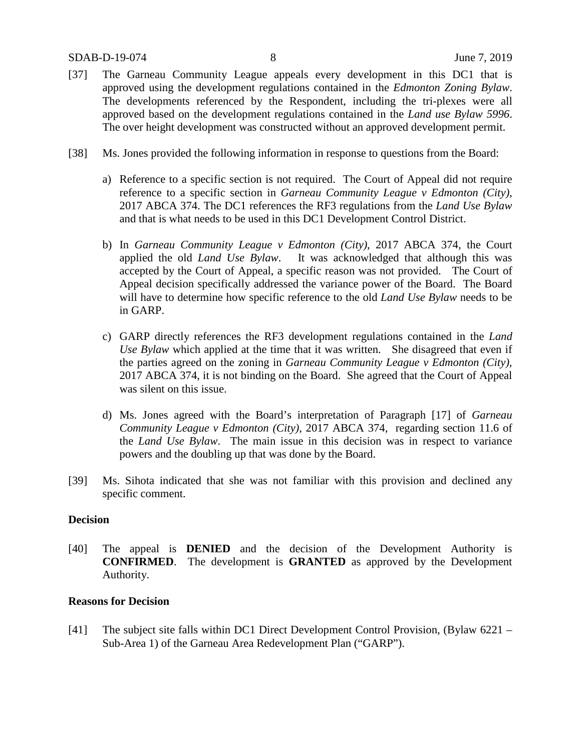[37] The Garneau Community League appeals every development in this DC1 that is approved using the development regulations contained in the *Edmonton Zoning Bylaw*. The developments referenced by the Respondent, including the tri-plexes were all approved based on the development regulations contained in the *Land use Bylaw 5996*. The over height development was constructed without an approved development permit.

[38] Ms. Jones provided the following information in response to questions from the Board:

a) Reference to a specific section is not required. The Court of Appeal did not require reference to a specific section in *Garneau Community League v Edmonton (City)*, 2017 ABCA 374. The DC1 references the RF3 regulations from the *Land Use Bylaw* and that is what needs to be used in this DC1 Development Control District.

b) In *Garneau Community League v Edmonton (City)*, 2017 ABCA 374, the Court applied the old *Land Use Bylaw*. It was acknowledged that although this was accepted by the Court of Appeal, a specific reason was not provided. The Court of Appeal decision specifically addressed the variance power of the Board. The Board will have to determine how specific reference to the old *Land Use Bylaw* needs to be in GARP.

c) GARP directly references the RF3 development regulations contained in the *Land Use Bylaw* which applied at the time that it was written. She disagreed that even if the parties agreed on the zoning in *Garneau Community League v Edmonton (City)*, 2017 ABCA 374, it is not binding on the Board. She agreed that the Court of Appeal was silent on this issue.

d) Ms. Jones agreed with the Board's interpretation of Paragraph [17] of *Garneau Community League v Edmonton (City)*, 2017 ABCA 374, regarding section 11.6 of the *Land Use Bylaw*. The main issue in this decision was in respect to variance powers and the doubling up that was done by the Board.

[39] Ms. Sihota indicated that she was not familiar with this provision and declined any specific comment.

**Decision**

[40] The appeal is **DENIED** and the decision of the Development Authority is **CONFIRMED**. The development is **GRANTED** as approved by the Development Authority.

**Reasons for Decision**

[41] The subject site falls within DC1 Direct Development Control Provision, (Bylaw 6221 – Sub-Area 1) of the Garneau Area Redevelopment Plan ("GARP").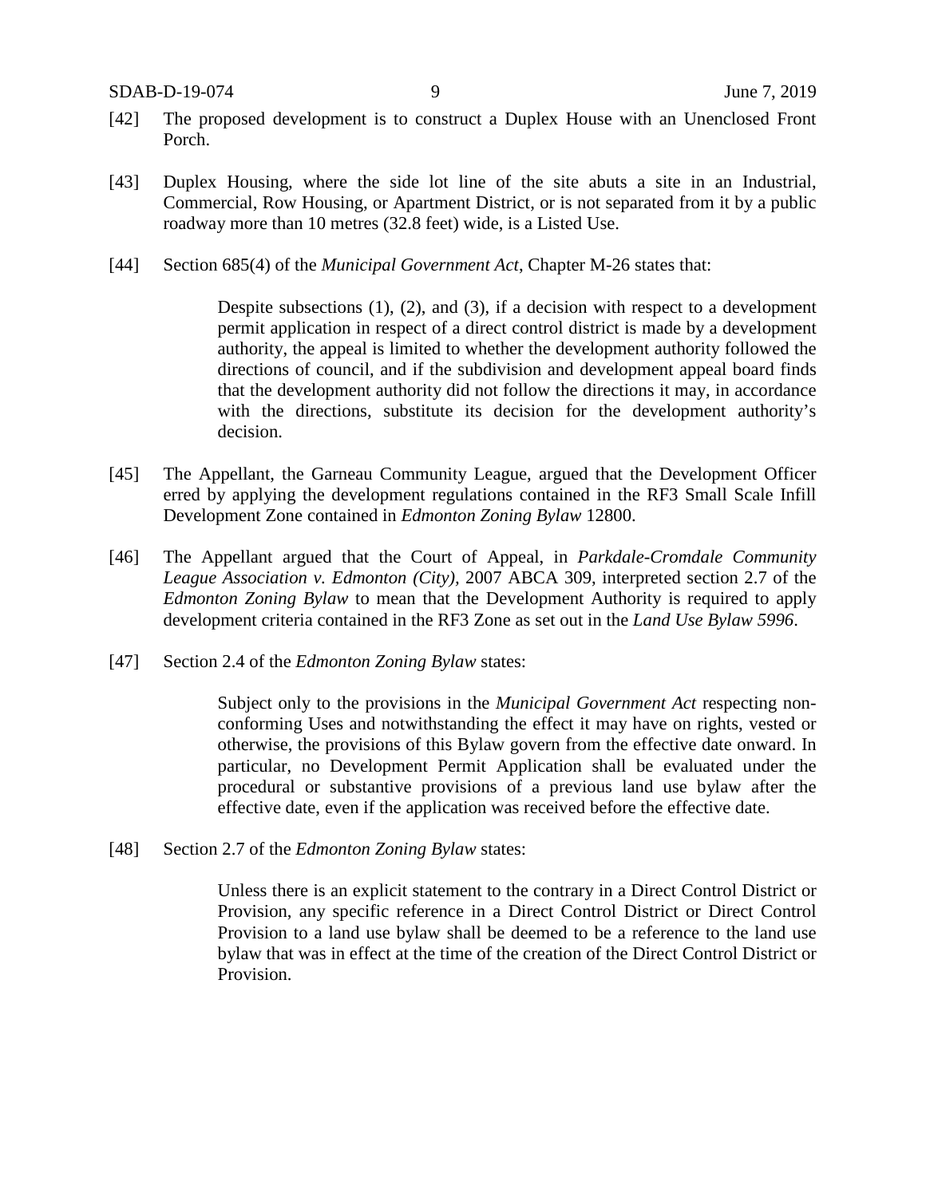[42] The proposed development is to construct a Duplex House with an Unenclosed Front Porch.

[43] Duplex Housing, where the side lot line of the site abuts a site in an Industrial, Commercial, Row Housing, or Apartment District, or is not separated from it by a public roadway more than 10 metres (32.8 feet) wide, is a Listed Use.

[44] Section 685(4) of the *Municipal Government Act*, Chapter M-26 states that:

> Despite subsections (1), (2), and (3), if a decision with respect to a development permit application in respect of a direct control district is made by a development authority, the appeal is limited to whether the development authority followed the directions of council, and if the subdivision and development appeal board finds that the development authority did not follow the directions it may, in accordance with the directions, substitute its decision for the development authority's decision.

[45] The Appellant, the Garneau Community League, argued that the Development Officer erred by applying the development regulations contained in the RF3 Small Scale Infill Development Zone contained in *Edmonton Zoning Bylaw* 12800.

[46] The Appellant argued that the Court of Appeal, in *Parkdale-Cromdale Community League Association v. Edmonton (City)*, 2007 ABCA 309, interpreted section 2.7 of the *Edmonton Zoning Bylaw* to mean that the Development Authority is required to apply development criteria contained in the RF3 Zone as set out in the *Land Use Bylaw 5996*.

[47] Section 2.4 of the *Edmonton Zoning Bylaw* states:

> Subject only to the provisions in the *Municipal Government Act* respecting non-conforming Uses and notwithstanding the effect it may have on rights, vested or otherwise, the provisions of this Bylaw govern from the effective date onward. In particular, no Development Permit Application shall be evaluated under the procedural or substantive provisions of a previous land use bylaw after the effective date, even if the application was received before the effective date.

[48] Section 2.7 of the *Edmonton Zoning Bylaw* states:

> Unless there is an explicit statement to the contrary in a Direct Control District or Provision, any specific reference in a Direct Control District or Direct Control Provision to a land use bylaw shall be deemed to be a reference to the land use bylaw that was in effect at the time of the creation of the Direct Control District or Provision.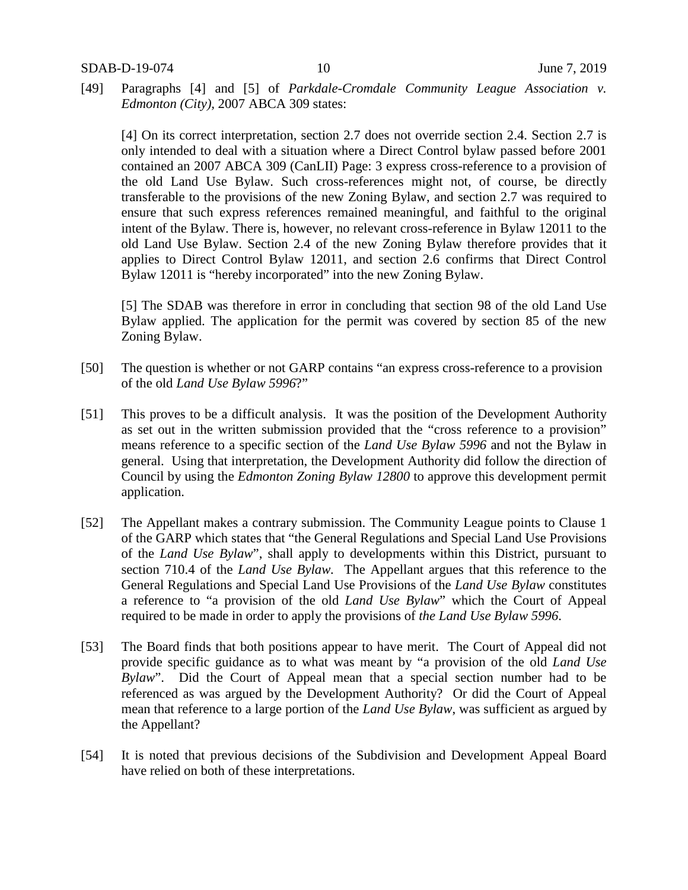[49] Paragraphs [4] and [5] of *Parkdale-Cromdale Community League Association v. Edmonton (City),* 2007 ABCA 309 states:

> [4] On its correct interpretation, section 2.7 does not override section 2.4. Section 2.7 is only intended to deal with a situation where a Direct Control bylaw passed before 2001 contained an 2007 ABCA 309 (CanLII) Page: 3 express cross-reference to a provision of the old Land Use Bylaw. Such cross-references might not, of course, be directly transferable to the provisions of the new Zoning Bylaw, and section 2.7 was required to ensure that such express references remained meaningful, and faithful to the original intent of the Bylaw. There is, however, no relevant cross-reference in Bylaw 12011 to the old Land Use Bylaw. Section 2.4 of the new Zoning Bylaw therefore provides that it applies to Direct Control Bylaw 12011, and section 2.6 confirms that Direct Control Bylaw 12011 is "hereby incorporated" into the new Zoning Bylaw.
>
> [5] The SDAB was therefore in error in concluding that section 98 of the old Land Use Bylaw applied. The application for the permit was covered by section 85 of the new Zoning Bylaw.

[50] The question is whether or not GARP contains "an express cross-reference to a provision of the old *Land Use Bylaw 5996*?"

[51] This proves to be a difficult analysis. It was the position of the Development Authority as set out in the written submission provided that the "cross reference to a provision" means reference to a specific section of the *Land Use Bylaw 5996* and not the Bylaw in general. Using that interpretation, the Development Authority did follow the direction of Council by using the *Edmonton Zoning Bylaw 12800* to approve this development permit application.

[52] The Appellant makes a contrary submission. The Community League points to Clause 1 of the GARP which states that "the General Regulations and Special Land Use Provisions of the *Land Use Bylaw*", shall apply to developments within this District, pursuant to section 710.4 of the *Land Use Bylaw.* The Appellant argues that this reference to the General Regulations and Special Land Use Provisions of the *Land Use Bylaw* constitutes a reference to "a provision of the old *Land Use Bylaw*" which the Court of Appeal required to be made in order to apply the provisions of *the Land Use Bylaw 5996*.

[53] The Board finds that both positions appear to have merit. The Court of Appeal did not provide specific guidance as to what was meant by "a provision of the old *Land Use Bylaw*". Did the Court of Appeal mean that a special section number had to be referenced as was argued by the Development Authority? Or did the Court of Appeal mean that reference to a large portion of the *Land Use Bylaw*, was sufficient as argued by the Appellant?

[54] It is noted that previous decisions of the Subdivision and Development Appeal Board have relied on both of these interpretations.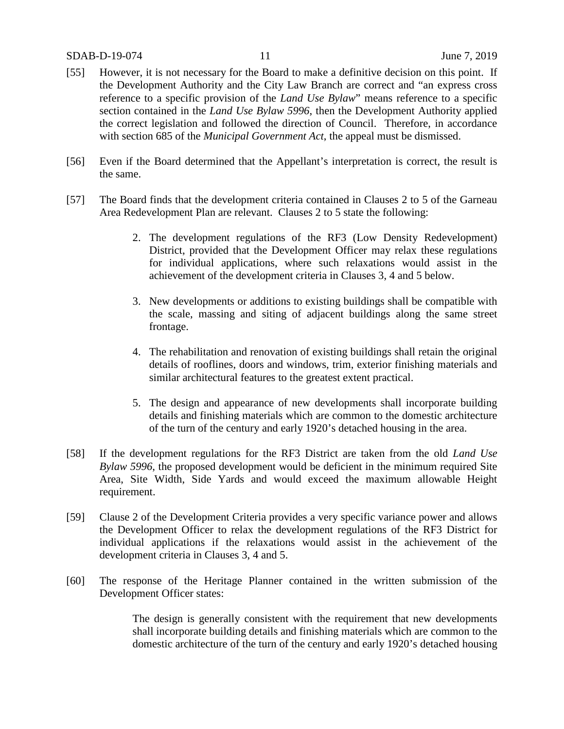[55] However, it is not necessary for the Board to make a definitive decision on this point. If the Development Authority and the City Law Branch are correct and "an express cross reference to a specific provision of the *Land Use Bylaw*" means reference to a specific section contained in the *Land Use Bylaw 5996*, then the Development Authority applied the correct legislation and followed the direction of Council. Therefore, in accordance with section 685 of the *Municipal Government Act*, the appeal must be dismissed.

[56] Even if the Board determined that the Appellant's interpretation is correct, the result is the same.

[57] The Board finds that the development criteria contained in Clauses 2 to 5 of the Garneau Area Redevelopment Plan are relevant. Clauses 2 to 5 state the following:

> 2. The development regulations of the RF3 (Low Density Redevelopment) District, provided that the Development Officer may relax these regulations for individual applications, where such relaxations would assist in the achievement of the development criteria in Clauses 3, 4 and 5 below.
>
> 3. New developments or additions to existing buildings shall be compatible with the scale, massing and siting of adjacent buildings along the same street frontage.
>
> 4. The rehabilitation and renovation of existing buildings shall retain the original details of rooflines, doors and windows, trim, exterior finishing materials and similar architectural features to the greatest extent practical.
>
> 5. The design and appearance of new developments shall incorporate building details and finishing materials which are common to the domestic architecture of the turn of the century and early 1920's detached housing in the area.

[58] If the development regulations for the RF3 District are taken from the old *Land Use Bylaw 5996*, the proposed development would be deficient in the minimum required Site Area, Site Width, Side Yards and would exceed the maximum allowable Height requirement.

[59] Clause 2 of the Development Criteria provides a very specific variance power and allows the Development Officer to relax the development regulations of the RF3 District for individual applications if the relaxations would assist in the achievement of the development criteria in Clauses 3, 4 and 5.

[60] The response of the Heritage Planner contained in the written submission of the Development Officer states:

> The design is generally consistent with the requirement that new developments shall incorporate building details and finishing materials which are common to the domestic architecture of the turn of the century and early 1920's detached housing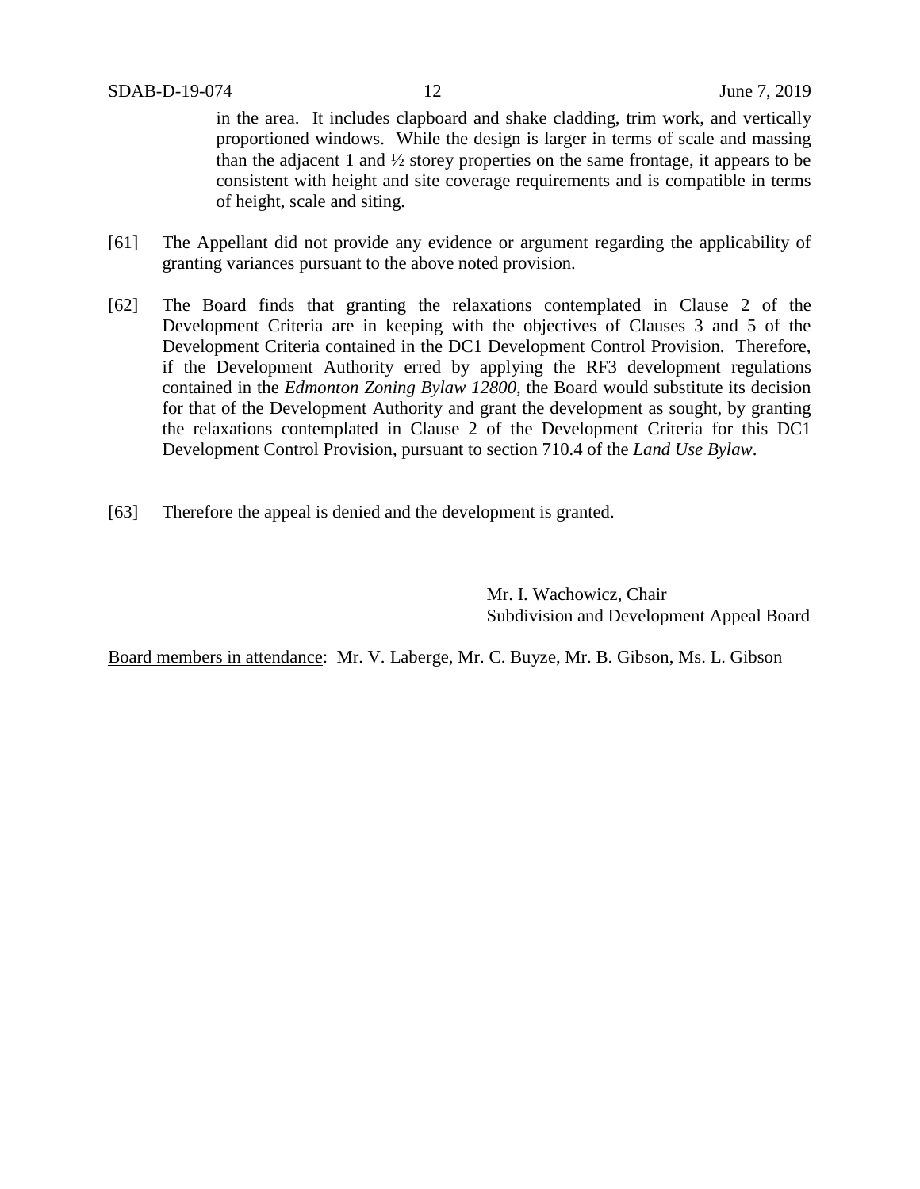in the area. It includes clapboard and shake cladding, trim work, and vertically proportioned windows. While the design is larger in terms of scale and massing than the adjacent 1 and ½ storey properties on the same frontage, it appears to be consistent with height and site coverage requirements and is compatible in terms of height, scale and siting.

[61] The Appellant did not provide any evidence or argument regarding the applicability of granting variances pursuant to the above noted provision.

[62] The Board finds that granting the relaxations contemplated in Clause 2 of the Development Criteria are in keeping with the objectives of Clauses 3 and 5 of the Development Criteria contained in the DC1 Development Control Provision. Therefore, if the Development Authority erred by applying the RF3 development regulations contained in the *Edmonton Zoning Bylaw 12800*, the Board would substitute its decision for that of the Development Authority and grant the development as sought, by granting the relaxations contemplated in Clause 2 of the Development Criteria for this DC1 Development Control Provision, pursuant to section 710.4 of the *Land Use Bylaw*.

[63] Therefore the appeal is denied and the development is granted.

Mr. I. Wachowicz, Chair
Subdivision and Development Appeal Board

Board members in attendance: Mr. V. Laberge, Mr. C. Buyze, Mr. B. Gibson, Ms. L. Gibson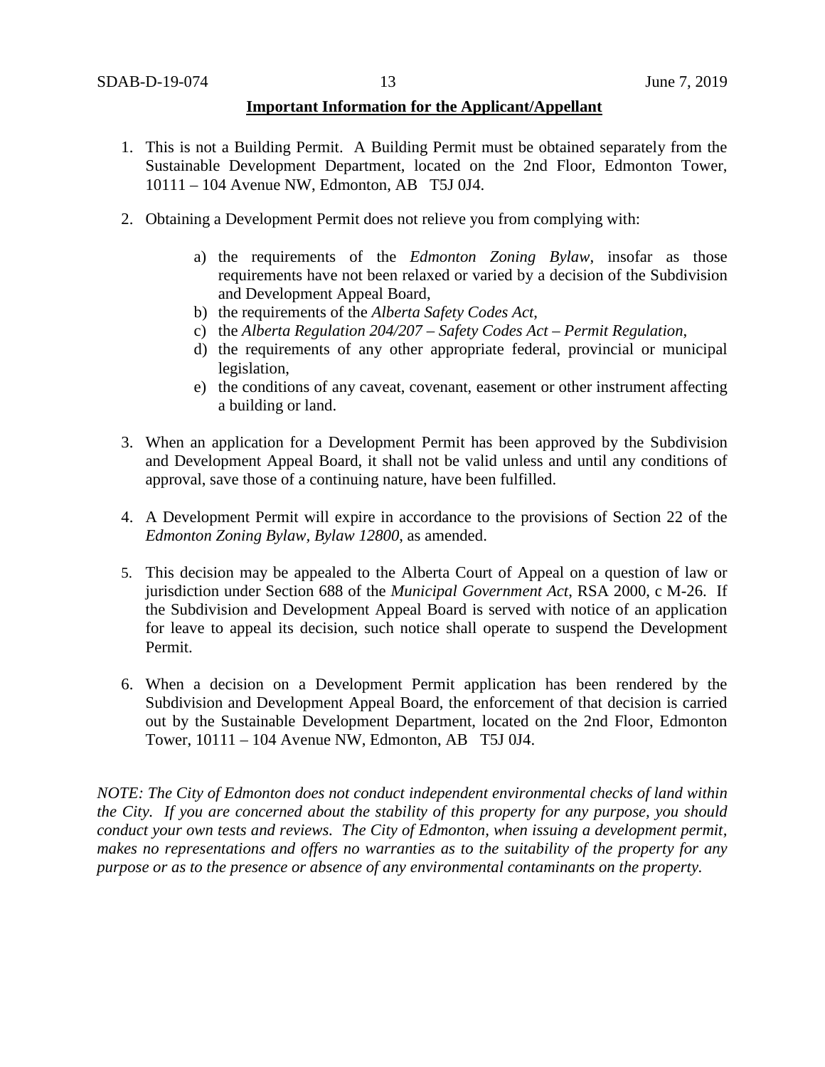**Important Information for the Applicant/Appellant**

1. This is not a Building Permit. A Building Permit must be obtained separately from the Sustainable Development Department, located on the 2nd Floor, Edmonton Tower, 10111 – 104 Avenue NW, Edmonton, AB T5J 0J4.

2. Obtaining a Development Permit does not relieve you from complying with:

    a) the requirements of the *Edmonton Zoning Bylaw*, insofar as those requirements have not been relaxed or varied by a decision of the Subdivision and Development Appeal Board,
    b) the requirements of the *Alberta Safety Codes Act*,
    c) the *Alberta Regulation 204/207 – Safety Codes Act – Permit Regulation*,
    d) the requirements of any other appropriate federal, provincial or municipal legislation,
    e) the conditions of any caveat, covenant, easement or other instrument affecting a building or land.

3. When an application for a Development Permit has been approved by the Subdivision and Development Appeal Board, it shall not be valid unless and until any conditions of approval, save those of a continuing nature, have been fulfilled.

4. A Development Permit will expire in accordance to the provisions of Section 22 of the *Edmonton Zoning Bylaw, Bylaw 12800*, as amended.

5. This decision may be appealed to the Alberta Court of Appeal on a question of law or jurisdiction under Section 688 of the *Municipal Government Act*, RSA 2000, c M-26. If the Subdivision and Development Appeal Board is served with notice of an application for leave to appeal its decision, such notice shall operate to suspend the Development Permit.

6. When a decision on a Development Permit application has been rendered by the Subdivision and Development Appeal Board, the enforcement of that decision is carried out by the Sustainable Development Department, located on the 2nd Floor, Edmonton Tower, 10111 – 104 Avenue NW, Edmonton, AB T5J 0J4.

*NOTE: The City of Edmonton does not conduct independent environmental checks of land within the City. If you are concerned about the stability of this property for any purpose, you should conduct your own tests and reviews. The City of Edmonton, when issuing a development permit, makes no representations and offers no warranties as to the suitability of the property for any purpose or as to the presence or absence of any environmental contaminants on the property.*